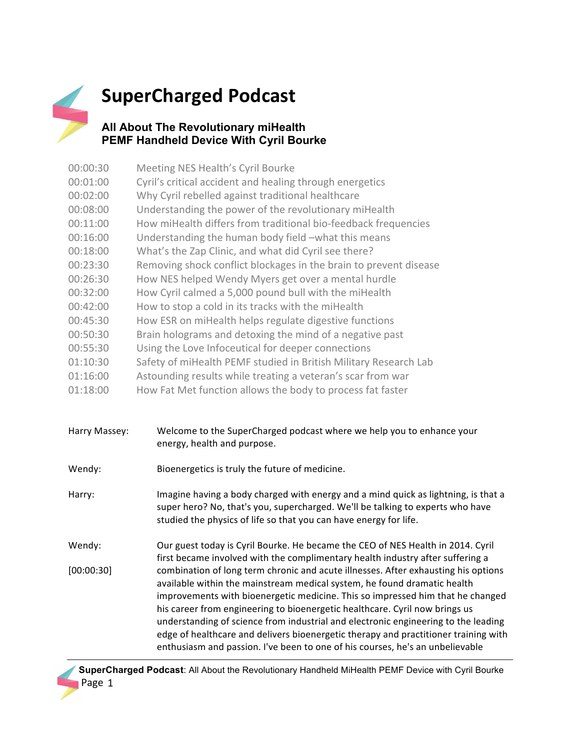# SuperCharged Podcast

## All About The Revolutionary miHealth PEMF Handheld Device With Cyril Bourke

| | |
|---|---|
| 00:00:30 | Meeting NES Health's Cyril Bourke |
| 00:01:00 | Cyril's critical accident and healing through energetics |
| 00:02:00 | Why Cyril rebelled against traditional healthcare |
| 00:08:00 | Understanding the power of the revolutionary miHealth |
| 00:11:00 | How miHealth differs from traditional bio-feedback frequencies |
| 00:16:00 | Understanding the human body field –what this means |
| 00:18:00 | What's the Zap Clinic, and what did Cyril see there? |
| 00:23:30 | Removing shock conflict blockages in the brain to prevent disease |
| 00:26:30 | How NES helped Wendy Myers get over a mental hurdle |
| 00:32:00 | How Cyril calmed a 5,000 pound bull with the miHealth |
| 00:42:00 | How to stop a cold in its tracks with the miHealth |
| 00:45:30 | How ESR on miHealth helps regulate digestive functions |
| 00:50:30 | Brain holograms and detoxing the mind of a negative past |
| 00:55:30 | Using the Love Infoceutical for deeper connections |
| 01:10:30 | Safety of miHealth PEMF studied in British Military Research Lab |
| 01:16:00 | Astounding results while treating a veteran's scar from war |
| 01:18:00 | How Fat Met function allows the body to process fat faster |

**Harry Massey:** Welcome to the SuperCharged podcast where we help you to enhance your energy, health and purpose.

**Wendy:** Bioenergetics is truly the future of medicine.

**Harry:** Imagine having a body charged with energy and a mind quick as lightning, is that a super hero? No, that's you, supercharged. We'll be talking to experts who have studied the physics of life so that you can have energy for life.

**Wendy:** Our guest today is Cyril Bourke. He became the CEO of NES Health in 2014. Cyril first became involved with the complimentary health industry after suffering a

[00:00:30]

combination of long term chronic and acute illnesses. After exhausting his options available within the mainstream medical system, he found dramatic health improvements with bioenergetic medicine. This so impressed him that he changed his career from engineering to bioenergetic healthcare. Cyril now brings us understanding of science from industrial and electronic engineering to the leading edge of healthcare and delivers bioenergetic therapy and practitioner training with enthusiasm and passion. I've been to one of his courses, he's an unbelievable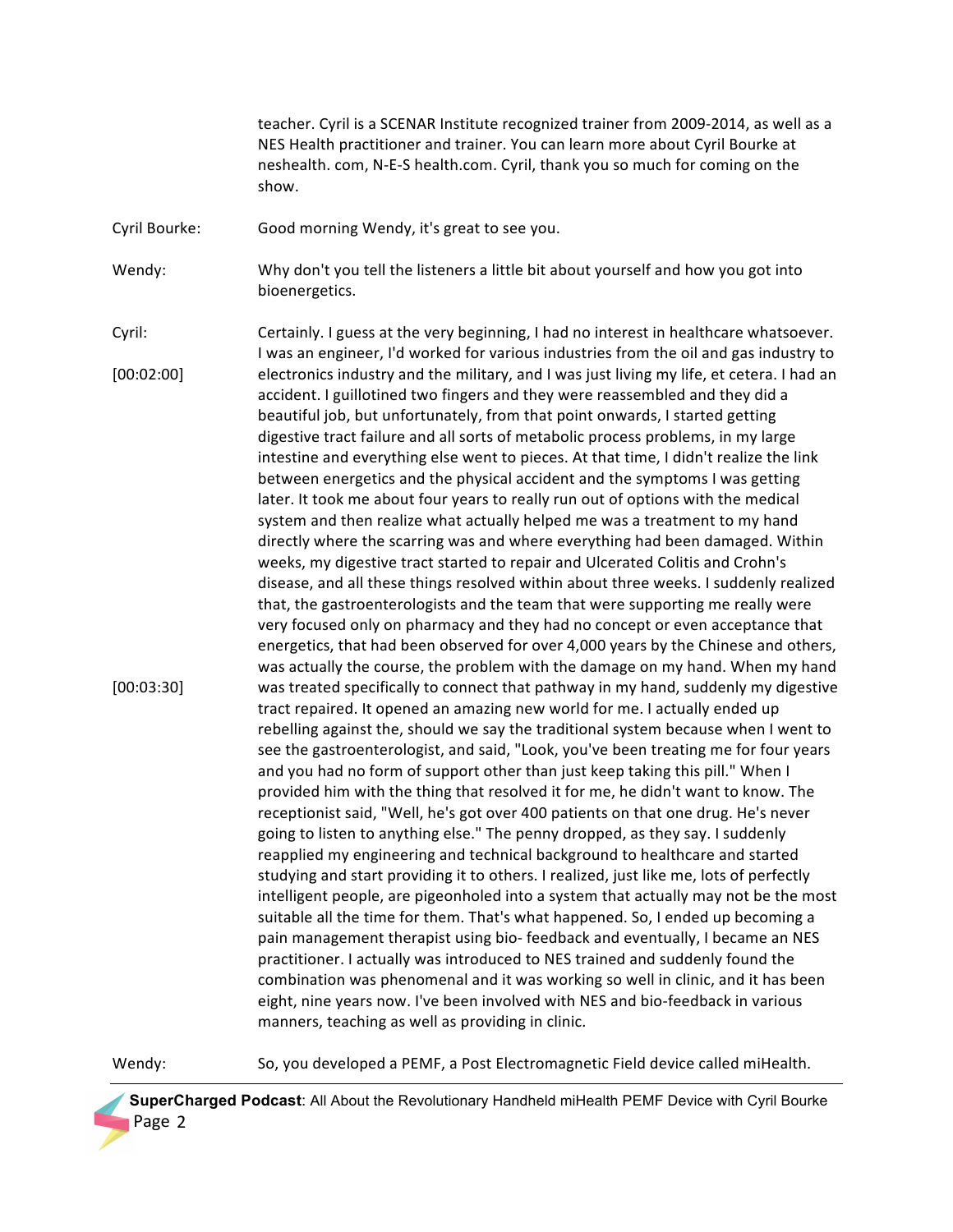teacher. Cyril is a SCENAR Institute recognized trainer from 2009-2014, as well as a NES Health practitioner and trainer. You can learn more about Cyril Bourke at neshealth. com, N-E-S health.com. Cyril, thank you so much for coming on the show.

**Cyril Bourke:** Good morning Wendy, it's great to see you.

**Wendy:** Why don't you tell the listeners a little bit about yourself and how you got into bioenergetics.

**Cyril:** Certainly. I guess at the very beginning, I had no interest in healthcare whatsoever. I was an engineer, I'd worked for various industries from the oil and gas industry to

[00:02:00]

electronics industry and the military, and I was just living my life, et cetera. I had an accident. I guillotined two fingers and they were reassembled and they did a beautiful job, but unfortunately, from that point onwards, I started getting digestive tract failure and all sorts of metabolic process problems, in my large intestine and everything else went to pieces. At that time, I didn't realize the link between energetics and the physical accident and the symptoms I was getting later. It took me about four years to really run out of options with the medical system and then realize what actually helped me was a treatment to my hand directly where the scarring was and where everything had been damaged. Within weeks, my digestive tract started to repair and Ulcerated Colitis and Crohn's disease, and all these things resolved within about three weeks. I suddenly realized that, the gastroenterologists and the team that were supporting me really were very focused only on pharmacy and they had no concept or even acceptance that energetics, that had been observed for over 4,000 years by the Chinese and others, was actually the course, the problem with the damage on my hand. When my hand

[00:03:30]

was treated specifically to connect that pathway in my hand, suddenly my digestive tract repaired. It opened an amazing new world for me. I actually ended up rebelling against the, should we say the traditional system because when I went to see the gastroenterologist, and said, "Look, you've been treating me for four years and you had no form of support other than just keep taking this pill." When I provided him with the thing that resolved it for me, he didn't want to know. The receptionist said, "Well, he's got over 400 patients on that one drug. He's never going to listen to anything else." The penny dropped, as they say. I suddenly reapplied my engineering and technical background to healthcare and started studying and start providing it to others. I realized, just like me, lots of perfectly intelligent people, are pigeonholed into a system that actually may not be the most suitable all the time for them. That's what happened. So, I ended up becoming a pain management therapist using bio- feedback and eventually, I became an NES practitioner. I actually was introduced to NES trained and suddenly found the combination was phenomenal and it was working so well in clinic, and it has been eight, nine years now. I've been involved with NES and bio-feedback in various manners, teaching as well as providing in clinic.

**Wendy:** So, you developed a PEMF, a Post Electromagnetic Field device called miHealth.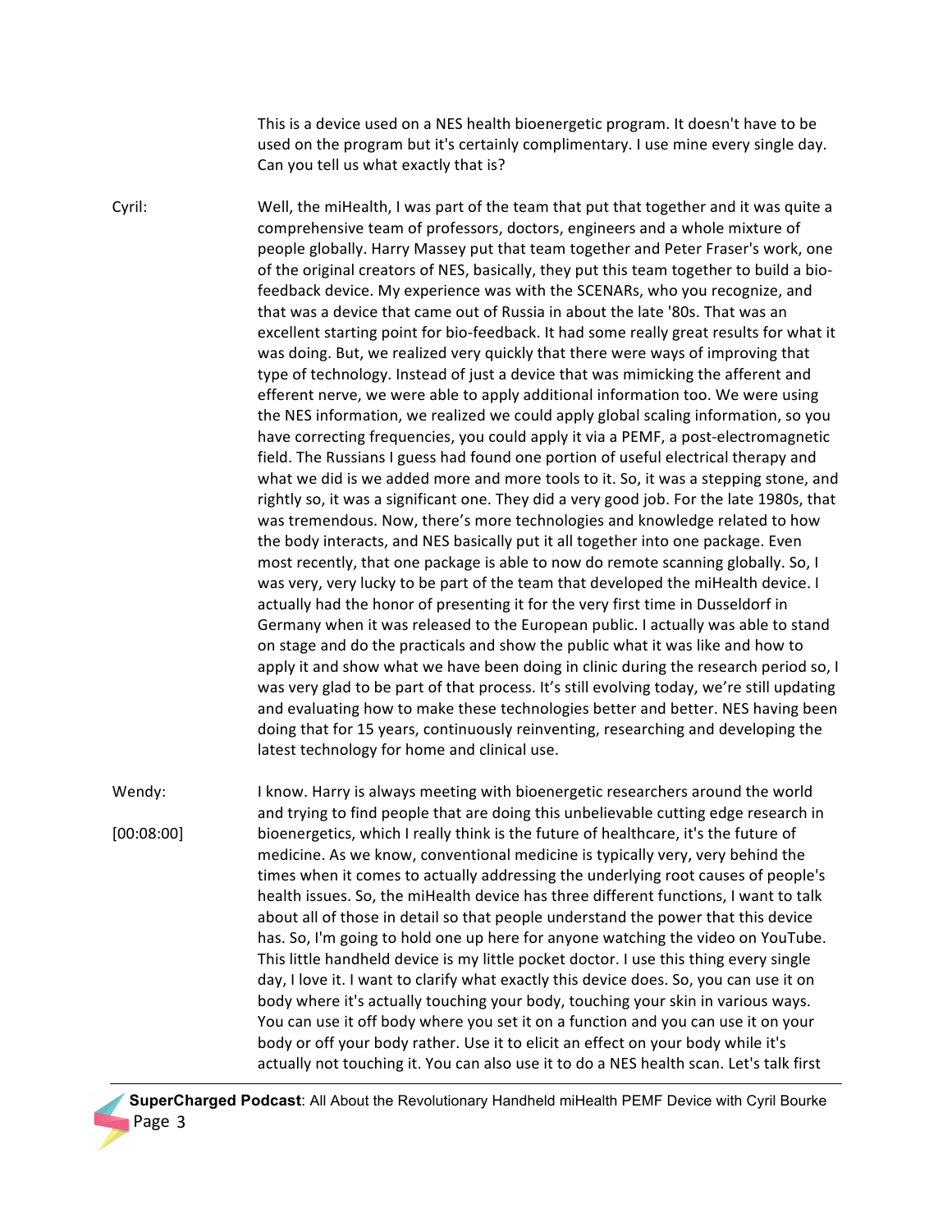This is a device used on a NES health bioenergetic program. It doesn't have to be used on the program but it's certainly complimentary. I use mine every single day. Can you tell us what exactly that is?

Cyril: Well, the miHealth, I was part of the team that put that together and it was quite a comprehensive team of professors, doctors, engineers and a whole mixture of people globally. Harry Massey put that team together and Peter Fraser's work, one of the original creators of NES, basically, they put this team together to build a bio-feedback device. My experience was with the SCENARs, who you recognize, and that was a device that came out of Russia in about the late '80s. That was an excellent starting point for bio-feedback. It had some really great results for what it was doing. But, we realized very quickly that there were ways of improving that type of technology. Instead of just a device that was mimicking the afferent and efferent nerve, we were able to apply additional information too. We were using the NES information, we realized we could apply global scaling information, so you have correcting frequencies, you could apply it via a PEMF, a post-electromagnetic field. The Russians I guess had found one portion of useful electrical therapy and what we did is we added more and more tools to it. So, it was a stepping stone, and rightly so, it was a significant one. They did a very good job. For the late 1980s, that was tremendous. Now, there's more technologies and knowledge related to how the body interacts, and NES basically put it all together into one package. Even most recently, that one package is able to now do remote scanning globally. So, I was very, very lucky to be part of the team that developed the miHealth device. I actually had the honor of presenting it for the very first time in Dusseldorf in Germany when it was released to the European public. I actually was able to stand on stage and do the practicals and show the public what it was like and how to apply it and show what we have been doing in clinic during the research period so, I was very glad to be part of that process. It's still evolving today, we're still updating and evaluating how to make these technologies better and better. NES having been doing that for 15 years, continuously reinventing, researching and developing the latest technology for home and clinical use.

Wendy: I know. Harry is always meeting with bioenergetic researchers around the world and trying to find people that are doing this unbelievable cutting edge research in bioenergetics, which I really think is the future of healthcare, it's the future of medicine. As we know, conventional medicine is typically very, very behind the times when it comes to actually addressing the underlying root causes of people's health issues. So, the miHealth device has three different functions, I want to talk about all of those in detail so that people understand the power that this device has. So, I'm going to hold one up here for anyone watching the video on YouTube. This little handheld device is my little pocket doctor. I use this thing every single day, I love it. I want to clarify what exactly this device does. So, you can use it on body where it's actually touching your body, touching your skin in various ways. You can use it off body where you set it on a function and you can use it on your body or off your body rather. Use it to elicit an effect on your body while it's actually not touching it. You can also use it to do a NES health scan. Let's talk first

[00:08:00]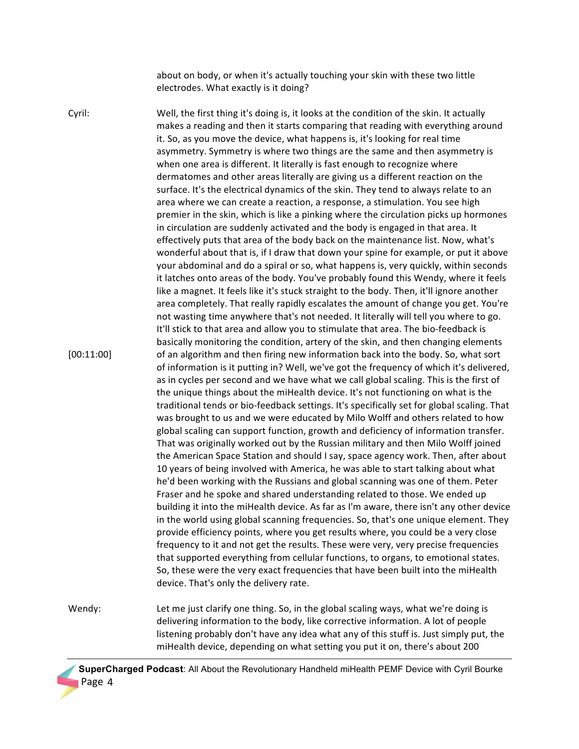about on body, or when it's actually touching your skin with these two little electrodes. What exactly is it doing?

Cyril: Well, the first thing it's doing is, it looks at the condition of the skin. It actually makes a reading and then it starts comparing that reading with everything around it. So, as you move the device, what happens is, it's looking for real time asymmetry. Symmetry is where two things are the same and then asymmetry is when one area is different. It literally is fast enough to recognize where dermatomes and other areas literally are giving us a different reaction on the surface. It's the electrical dynamics of the skin. They tend to always relate to an area where we can create a reaction, a response, a stimulation. You see high premier in the skin, which is like a pinking where the circulation picks up hormones in circulation are suddenly activated and the body is engaged in that area. It effectively puts that area of the body back on the maintenance list. Now, what's wonderful about that is, if I draw that down your spine for example, or put it above your abdominal and do a spiral or so, what happens is, very quickly, within seconds it latches onto areas of the body. You've probably found this Wendy, where it feels like a magnet. It feels like it's stuck straight to the body. Then, it'll ignore another area completely. That really rapidly escalates the amount of change you get. You're not wasting time anywhere that's not needed. It literally will tell you where to go. It'll stick to that area and allow you to stimulate that area. The bio-feedback is basically monitoring the condition, artery of the skin, and then changing elements

[00:11:00] of an algorithm and then firing new information back into the body. So, what sort of information is it putting in? Well, we've got the frequency of which it's delivered, as in cycles per second and we have what we call global scaling. This is the first of the unique things about the miHealth device. It's not functioning on what is the traditional tends or bio-feedback settings. It's specifically set for global scaling. That was brought to us and we were educated by Milo Wolff and others related to how global scaling can support function, growth and deficiency of information transfer. That was originally worked out by the Russian military and then Milo Wolff joined the American Space Station and should I say, space agency work. Then, after about 10 years of being involved with America, he was able to start talking about what he'd been working with the Russians and global scanning was one of them. Peter Fraser and he spoke and shared understanding related to those. We ended up building it into the miHealth device. As far as I'm aware, there isn't any other device in the world using global scanning frequencies. So, that's one unique element. They provide efficiency points, where you get results where, you could be a very close frequency to it and not get the results. These were very, very precise frequencies that supported everything from cellular functions, to organs, to emotional states. So, these were the very exact frequencies that have been built into the miHealth device. That's only the delivery rate.

Wendy: Let me just clarify one thing. So, in the global scaling ways, what we're doing is delivering information to the body, like corrective information. A lot of people listening probably don't have any idea what any of this stuff is. Just simply put, the miHealth device, depending on what setting you put it on, there's about 200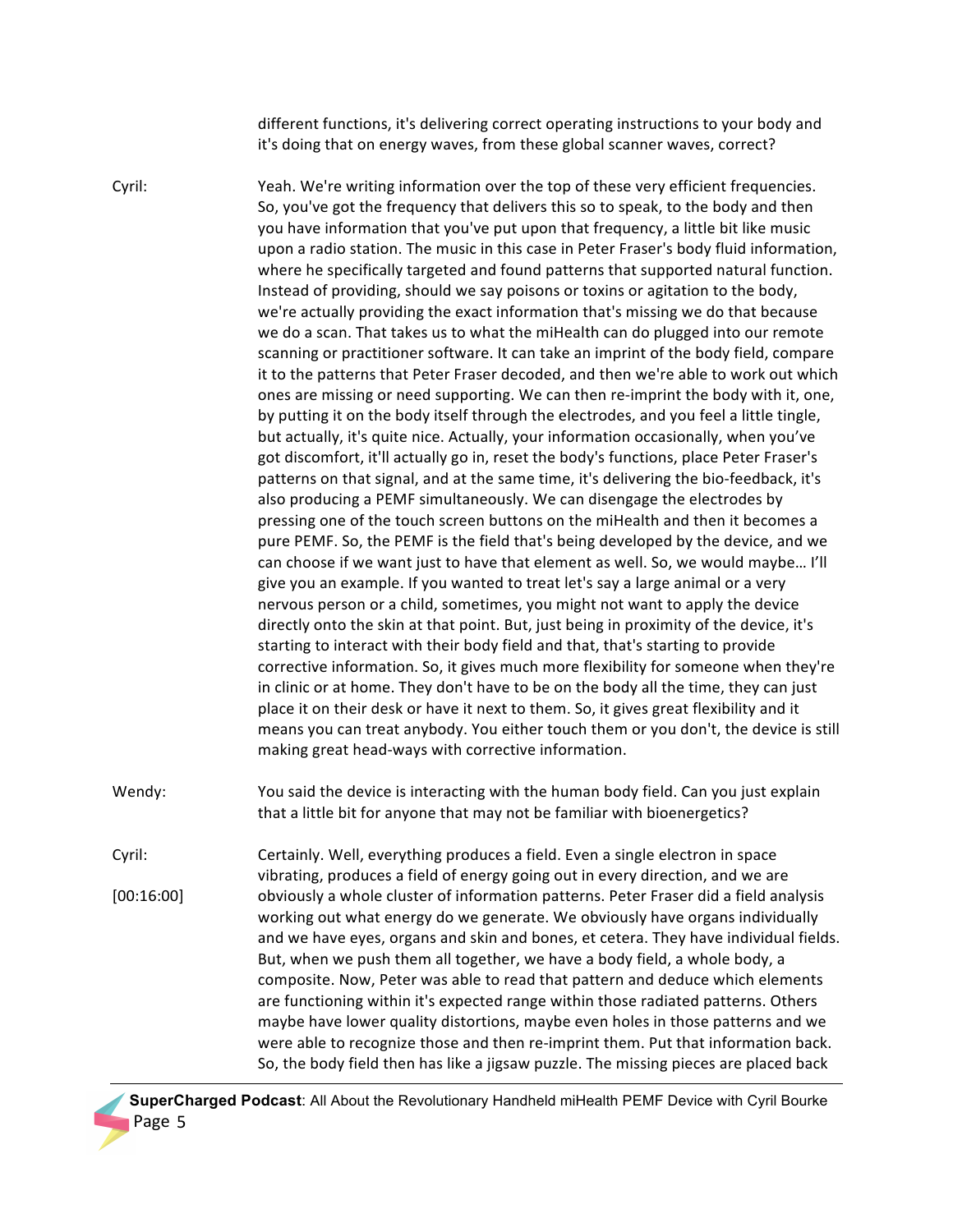different functions, it's delivering correct operating instructions to your body and it's doing that on energy waves, from these global scanner waves, correct?

Cyril: Yeah. We're writing information over the top of these very efficient frequencies. So, you've got the frequency that delivers this so to speak, to the body and then you have information that you've put upon that frequency, a little bit like music upon a radio station. The music in this case in Peter Fraser's body fluid information, where he specifically targeted and found patterns that supported natural function. Instead of providing, should we say poisons or toxins or agitation to the body, we're actually providing the exact information that's missing we do that because we do a scan. That takes us to what the miHealth can do plugged into our remote scanning or practitioner software. It can take an imprint of the body field, compare it to the patterns that Peter Fraser decoded, and then we're able to work out which ones are missing or need supporting. We can then re-imprint the body with it, one, by putting it on the body itself through the electrodes, and you feel a little tingle, but actually, it's quite nice. Actually, your information occasionally, when you've got discomfort, it'll actually go in, reset the body's functions, place Peter Fraser's patterns on that signal, and at the same time, it's delivering the bio-feedback, it's also producing a PEMF simultaneously. We can disengage the electrodes by pressing one of the touch screen buttons on the miHealth and then it becomes a pure PEMF. So, the PEMF is the field that's being developed by the device, and we can choose if we want just to have that element as well. So, we would maybe… I'll give you an example. If you wanted to treat let's say a large animal or a very nervous person or a child, sometimes, you might not want to apply the device directly onto the skin at that point. But, just being in proximity of the device, it's starting to interact with their body field and that, that's starting to provide corrective information. So, it gives much more flexibility for someone when they're in clinic or at home. They don't have to be on the body all the time, they can just place it on their desk or have it next to them. So, it gives great flexibility and it means you can treat anybody. You either touch them or you don't, the device is still making great head-ways with corrective information.

Wendy: You said the device is interacting with the human body field. Can you just explain that a little bit for anyone that may not be familiar with bioenergetics?

Cyril: Certainly. Well, everything produces a field. Even a single electron in space vibrating, produces a field of energy going out in every direction, and we are

[00:16:00] obviously a whole cluster of information patterns. Peter Fraser did a field analysis working out what energy do we generate. We obviously have organs individually and we have eyes, organs and skin and bones, et cetera. They have individual fields. But, when we push them all together, we have a body field, a whole body, a composite. Now, Peter was able to read that pattern and deduce which elements are functioning within it's expected range within those radiated patterns. Others maybe have lower quality distortions, maybe even holes in those patterns and we were able to recognize those and then re-imprint them. Put that information back. So, the body field then has like a jigsaw puzzle. The missing pieces are placed back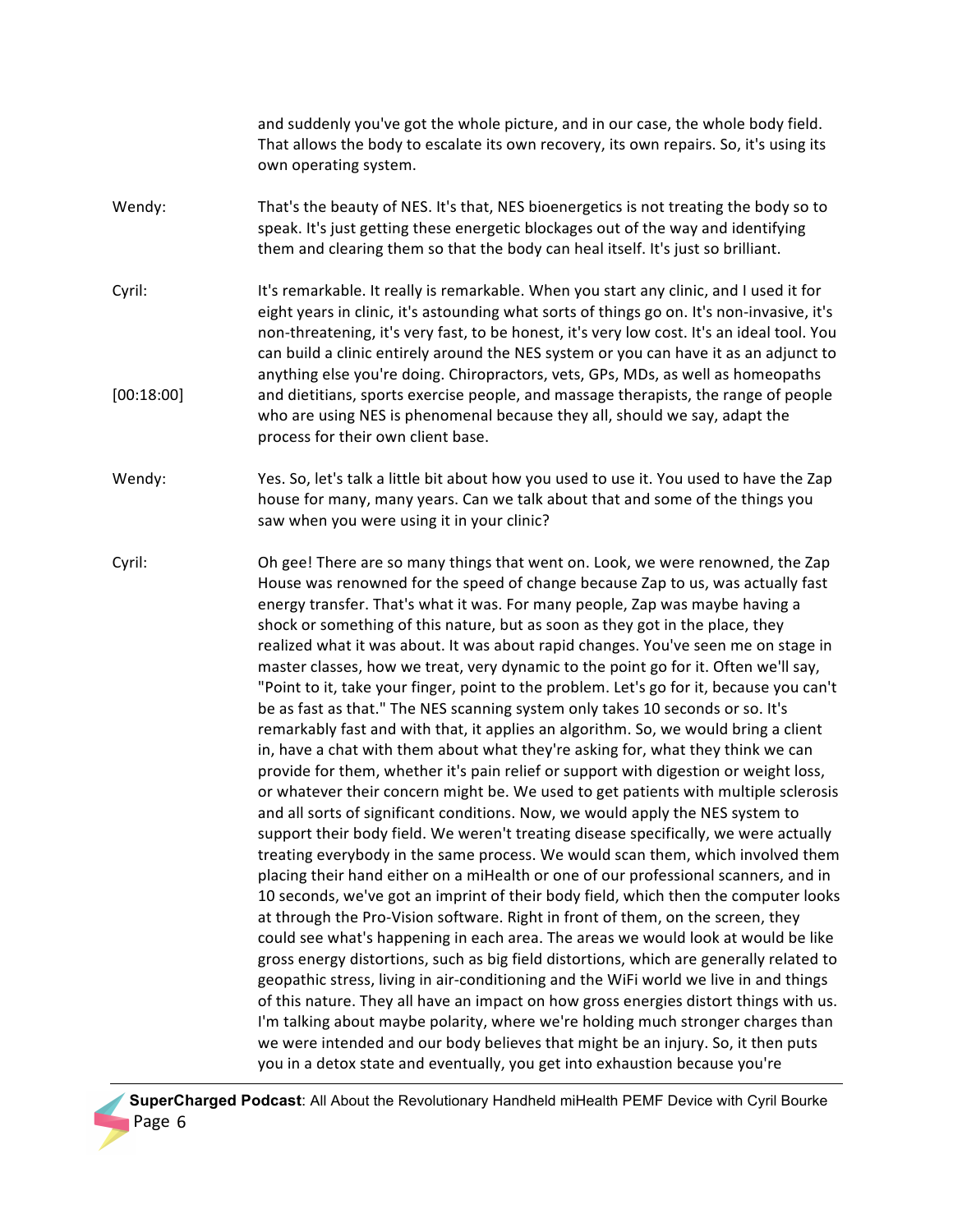and suddenly you've got the whole picture, and in our case, the whole body field. That allows the body to escalate its own recovery, its own repairs. So, it's using its own operating system.

Wendy: That's the beauty of NES. It's that, NES bioenergetics is not treating the body so to speak. It's just getting these energetic blockages out of the way and identifying them and clearing them so that the body can heal itself. It's just so brilliant.

Cyril: It's remarkable. It really is remarkable. When you start any clinic, and I used it for eight years in clinic, it's astounding what sorts of things go on. It's non-invasive, it's non-threatening, it's very fast, to be honest, it's very low cost. It's an ideal tool. You can build a clinic entirely around the NES system or you can have it as an adjunct to anything else you're doing. Chiropractors, vets, GPs, MDs, as well as homeopaths and dietitians, sports exercise people, and massage therapists, the range of people who are using NES is phenomenal because they all, should we say, adapt the process for their own client base.

[00:18:00]

Wendy: Yes. So, let's talk a little bit about how you used to use it. You used to have the Zap house for many, many years. Can we talk about that and some of the things you saw when you were using it in your clinic?

Cyril: Oh gee! There are so many things that went on. Look, we were renowned, the Zap House was renowned for the speed of change because Zap to us, was actually fast energy transfer. That's what it was. For many people, Zap was maybe having a shock or something of this nature, but as soon as they got in the place, they realized what it was about. It was about rapid changes. You've seen me on stage in master classes, how we treat, very dynamic to the point go for it. Often we'll say, "Point to it, take your finger, point to the problem. Let's go for it, because you can't be as fast as that." The NES scanning system only takes 10 seconds or so. It's remarkably fast and with that, it applies an algorithm. So, we would bring a client in, have a chat with them about what they're asking for, what they think we can provide for them, whether it's pain relief or support with digestion or weight loss, or whatever their concern might be. We used to get patients with multiple sclerosis and all sorts of significant conditions. Now, we would apply the NES system to support their body field. We weren't treating disease specifically, we were actually treating everybody in the same process. We would scan them, which involved them placing their hand either on a miHealth or one of our professional scanners, and in 10 seconds, we've got an imprint of their body field, which then the computer looks at through the Pro-Vision software. Right in front of them, on the screen, they could see what's happening in each area. The areas we would look at would be like gross energy distortions, such as big field distortions, which are generally related to geopathic stress, living in air-conditioning and the WiFi world we live in and things of this nature. They all have an impact on how gross energies distort things with us. I'm talking about maybe polarity, where we're holding much stronger charges than we were intended and our body believes that might be an injury. So, it then puts you in a detox state and eventually, you get into exhaustion because you're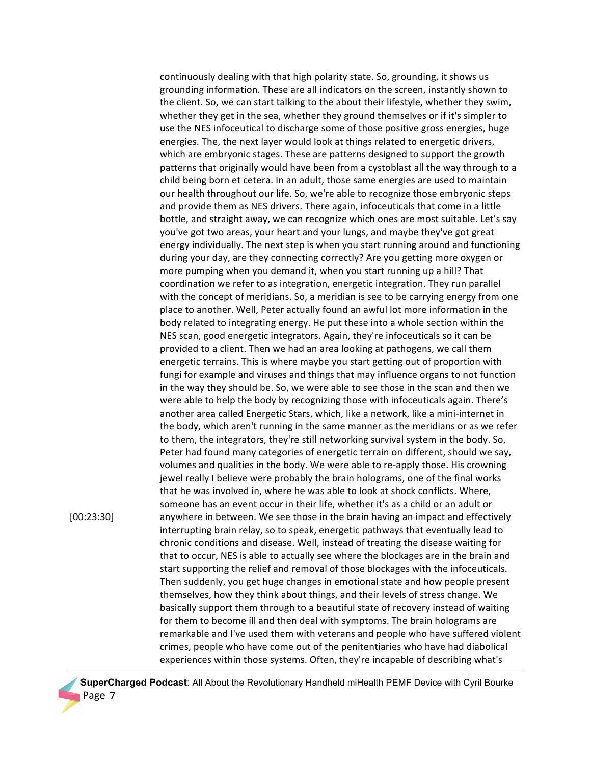continuously dealing with that high polarity state. So, grounding, it shows us grounding information. These are all indicators on the screen, instantly shown to the client. So, we can start talking to the about their lifestyle, whether they swim, whether they get in the sea, whether they ground themselves or if it's simpler to use the NES infoceutical to discharge some of those positive gross energies, huge energies. The, the next layer would look at things related to energetic drivers, which are embryonic stages. These are patterns designed to support the growth patterns that originally would have been from a cystoblast all the way through to a child being born et cetera. In an adult, those same energies are used to maintain our health throughout our life. So, we're able to recognize those embryonic steps and provide them as NES drivers. There again, infoceuticals that come in a little bottle, and straight away, we can recognize which ones are most suitable. Let's say you've got two areas, your heart and your lungs, and maybe they've got great energy individually. The next step is when you start running around and functioning during your day, are they connecting correctly? Are you getting more oxygen or more pumping when you demand it, when you start running up a hill? That coordination we refer to as integration, energetic integration. They run parallel with the concept of meridians. So, a meridian is see to be carrying energy from one place to another. Well, Peter actually found an awful lot more information in the body related to integrating energy. He put these into a whole section within the NES scan, good energetic integrators. Again, they're infoceuticals so it can be provided to a client. Then we had an area looking at pathogens, we call them energetic terrains. This is where maybe you start getting out of proportion with fungi for example and viruses and things that may influence organs to not function in the way they should be. So, we were able to see those in the scan and then we were able to help the body by recognizing those with infoceuticals again. There's another area called Energetic Stars, which, like a network, like a mini-internet in the body, which aren't running in the same manner as the meridians or as we refer to them, the integrators, they're still networking survival system in the body. So, Peter had found many categories of energetic terrain on different, should we say, volumes and qualities in the body. We were able to re-apply those. His crowning jewel really I believe were probably the brain holograms, one of the final works that he was involved in, where he was able to look at shock conflicts. Where, someone has an event occur in their life, whether it's as a child or an adult or anywhere in between. We see those in the brain having an impact and effectively interrupting brain relay, so to speak, energetic pathways that eventually lead to chronic conditions and disease. Well, instead of treating the disease waiting for that to occur, NES is able to actually see where the blockages are in the brain and start supporting the relief and removal of those blockages with the infoceuticals. Then suddenly, you get huge changes in emotional state and how people present themselves, how they think about things, and their levels of stress change. We basically support them through to a beautiful state of recovery instead of waiting for them to become ill and then deal with symptoms. The brain holograms are remarkable and I've used them with veterans and people who have suffered violent crimes, people who have come out of the penitentiaries who have had diabolical experiences within those systems. Often, they're incapable of describing what's

[00:23:30]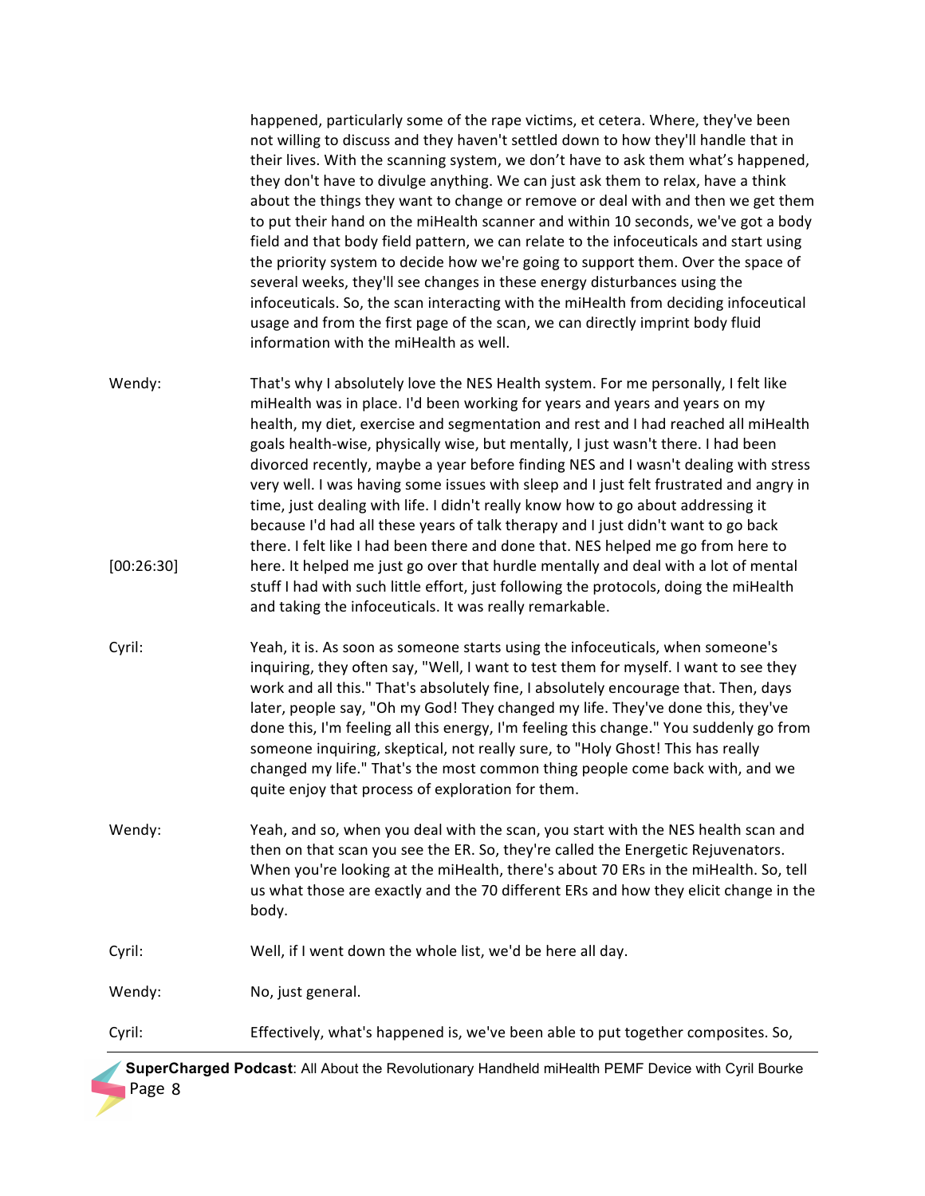happened, particularly some of the rape victims, et cetera. Where, they've been not willing to discuss and they haven't settled down to how they'll handle that in their lives. With the scanning system, we don't have to ask them what's happened, they don't have to divulge anything. We can just ask them to relax, have a think about the things they want to change or remove or deal with and then we get them to put their hand on the miHealth scanner and within 10 seconds, we've got a body field and that body field pattern, we can relate to the infoceuticals and start using the priority system to decide how we're going to support them. Over the space of several weeks, they'll see changes in these energy disturbances using the infoceuticals. So, the scan interacting with the miHealth from deciding infoceutical usage and from the first page of the scan, we can directly imprint body fluid information with the miHealth as well.

Wendy: That's why I absolutely love the NES Health system. For me personally, I felt like miHealth was in place. I'd been working for years and years and years on my health, my diet, exercise and segmentation and rest and I had reached all miHealth goals health-wise, physically wise, but mentally, I just wasn't there. I had been divorced recently, maybe a year before finding NES and I wasn't dealing with stress very well. I was having some issues with sleep and I just felt frustrated and angry in time, just dealing with life. I didn't really know how to go about addressing it because I'd had all these years of talk therapy and I just didn't want to go back there. I felt like I had been there and done that. NES helped me go from here to

[00:26:30] here. It helped me just go over that hurdle mentally and deal with a lot of mental stuff I had with such little effort, just following the protocols, doing the miHealth and taking the infoceuticals. It was really remarkable.

Cyril: Yeah, it is. As soon as someone starts using the infoceuticals, when someone's inquiring, they often say, "Well, I want to test them for myself. I want to see they work and all this." That's absolutely fine, I absolutely encourage that. Then, days later, people say, "Oh my God! They changed my life. They've done this, they've done this, I'm feeling all this energy, I'm feeling this change." You suddenly go from someone inquiring, skeptical, not really sure, to "Holy Ghost! This has really changed my life." That's the most common thing people come back with, and we quite enjoy that process of exploration for them.

Wendy: Yeah, and so, when you deal with the scan, you start with the NES health scan and then on that scan you see the ER. So, they're called the Energetic Rejuvenators. When you're looking at the miHealth, there's about 70 ERs in the miHealth. So, tell us what those are exactly and the 70 different ERs and how they elicit change in the body.

Cyril: Well, if I went down the whole list, we'd be here all day.

Wendy: No, just general.

Cyril: Effectively, what's happened is, we've been able to put together composites. So,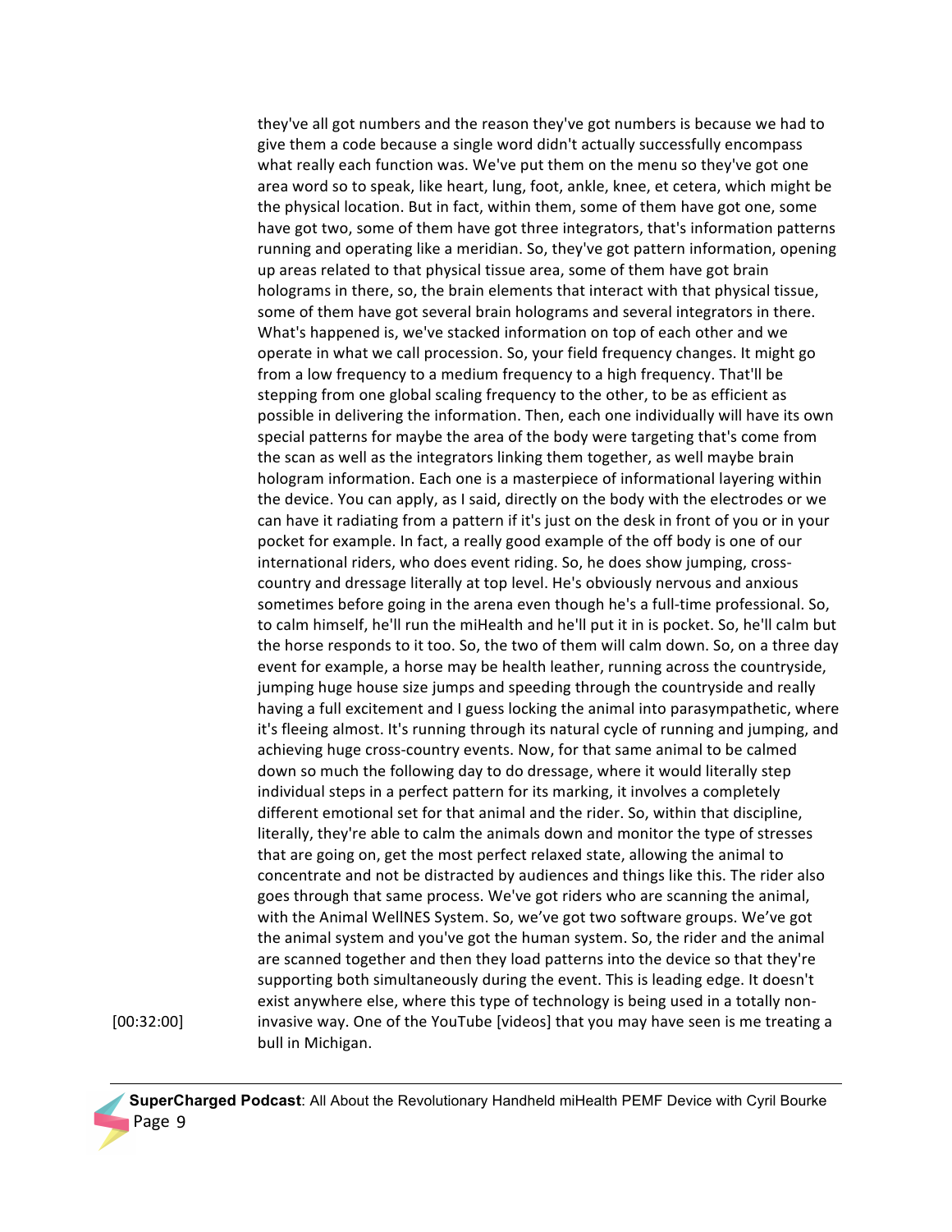they've all got numbers and the reason they've got numbers is because we had to give them a code because a single word didn't actually successfully encompass what really each function was. We've put them on the menu so they've got one area word so to speak, like heart, lung, foot, ankle, knee, et cetera, which might be the physical location. But in fact, within them, some of them have got one, some have got two, some of them have got three integrators, that's information patterns running and operating like a meridian. So, they've got pattern information, opening up areas related to that physical tissue area, some of them have got brain holograms in there, so, the brain elements that interact with that physical tissue, some of them have got several brain holograms and several integrators in there. What's happened is, we've stacked information on top of each other and we operate in what we call procession. So, your field frequency changes. It might go from a low frequency to a medium frequency to a high frequency. That'll be stepping from one global scaling frequency to the other, to be as efficient as possible in delivering the information. Then, each one individually will have its own special patterns for maybe the area of the body were targeting that's come from the scan as well as the integrators linking them together, as well maybe brain hologram information. Each one is a masterpiece of informational layering within the device. You can apply, as I said, directly on the body with the electrodes or we can have it radiating from a pattern if it's just on the desk in front of you or in your pocket for example. In fact, a really good example of the off body is one of our international riders, who does event riding. So, he does show jumping, cross-country and dressage literally at top level. He's obviously nervous and anxious sometimes before going in the arena even though he's a full-time professional. So, to calm himself, he'll run the miHealth and he'll put it in is pocket. So, he'll calm but the horse responds to it too. So, the two of them will calm down. So, on a three day event for example, a horse may be health leather, running across the countryside, jumping huge house size jumps and speeding through the countryside and really having a full excitement and I guess locking the animal into parasympathetic, where it's fleeing almost. It's running through its natural cycle of running and jumping, and achieving huge cross-country events. Now, for that same animal to be calmed down so much the following day to do dressage, where it would literally step individual steps in a perfect pattern for its marking, it involves a completely different emotional set for that animal and the rider. So, within that discipline, literally, they're able to calm the animals down and monitor the type of stresses that are going on, get the most perfect relaxed state, allowing the animal to concentrate and not be distracted by audiences and things like this. The rider also goes through that same process. We've got riders who are scanning the animal, with the Animal WellNES System. So, we've got two software groups. We've got the animal system and you've got the human system. So, the rider and the animal are scanned together and then they load patterns into the device so that they're supporting both simultaneously during the event. This is leading edge. It doesn't exist anywhere else, where this type of technology is being used in a totally non-invasive way. One of the YouTube [videos] that you may have seen is me treating a bull in Michigan.

[00:32:00]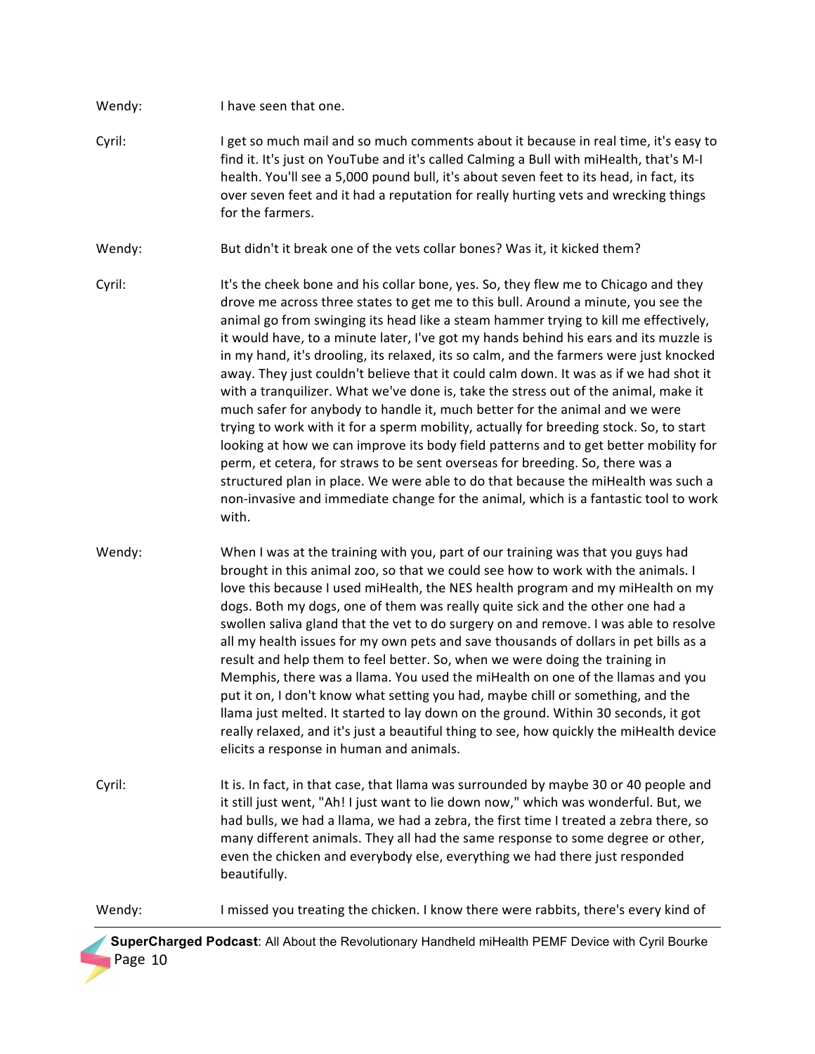Wendy: I have seen that one.

Cyril: I get so much mail and so much comments about it because in real time, it's easy to find it. It's just on YouTube and it's called Calming a Bull with miHealth, that's M-I health. You'll see a 5,000 pound bull, it's about seven feet to its head, in fact, its over seven feet and it had a reputation for really hurting vets and wrecking things for the farmers.

Wendy: But didn't it break one of the vets collar bones? Was it, it kicked them?

Cyril: It's the cheek bone and his collar bone, yes. So, they flew me to Chicago and they drove me across three states to get me to this bull. Around a minute, you see the animal go from swinging its head like a steam hammer trying to kill me effectively, it would have, to a minute later, I've got my hands behind his ears and its muzzle is in my hand, it's drooling, its relaxed, its so calm, and the farmers were just knocked away. They just couldn't believe that it could calm down. It was as if we had shot it with a tranquilizer. What we've done is, take the stress out of the animal, make it much safer for anybody to handle it, much better for the animal and we were trying to work with it for a sperm mobility, actually for breeding stock. So, to start looking at how we can improve its body field patterns and to get better mobility for perm, et cetera, for straws to be sent overseas for breeding. So, there was a structured plan in place. We were able to do that because the miHealth was such a non-invasive and immediate change for the animal, which is a fantastic tool to work with.

Wendy: When I was at the training with you, part of our training was that you guys had brought in this animal zoo, so that we could see how to work with the animals. I love this because I used miHealth, the NES health program and my miHealth on my dogs. Both my dogs, one of them was really quite sick and the other one had a swollen saliva gland that the vet to do surgery on and remove. I was able to resolve all my health issues for my own pets and save thousands of dollars in pet bills as a result and help them to feel better. So, when we were doing the training in Memphis, there was a llama. You used the miHealth on one of the llamas and you put it on, I don't know what setting you had, maybe chill or something, and the llama just melted. It started to lay down on the ground. Within 30 seconds, it got really relaxed, and it's just a beautiful thing to see, how quickly the miHealth device elicits a response in human and animals.

Cyril: It is. In fact, in that case, that llama was surrounded by maybe 30 or 40 people and it still just went, "Ah! I just want to lie down now," which was wonderful. But, we had bulls, we had a llama, we had a zebra, the first time I treated a zebra there, so many different animals. They all had the same response to some degree or other, even the chicken and everybody else, everything we had there just responded beautifully.

Wendy: I missed you treating the chicken. I know there were rabbits, there's every kind of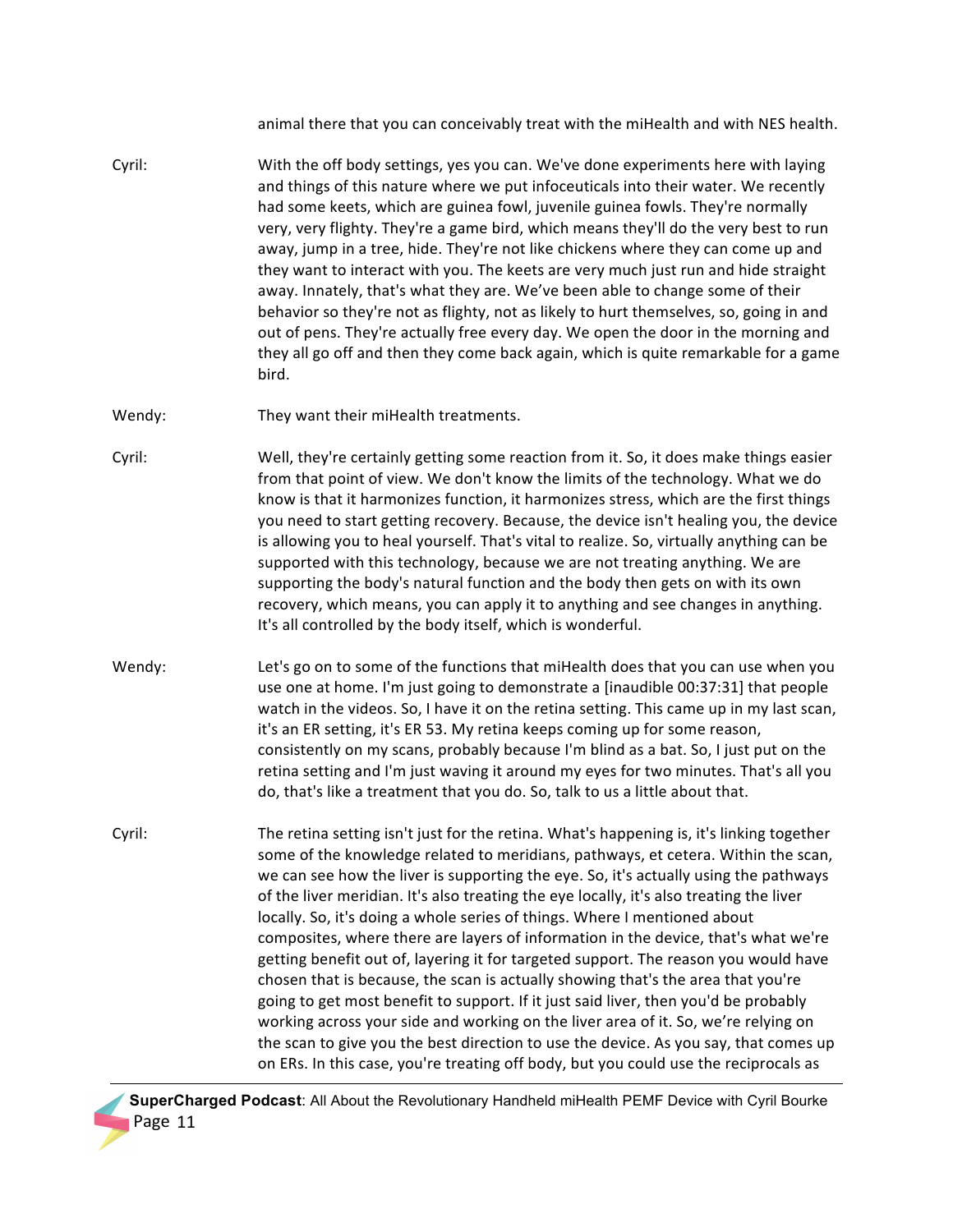animal there that you can conceivably treat with the miHealth and with NES health.

Cyril: With the off body settings, yes you can. We've done experiments here with laying and things of this nature where we put infoceuticals into their water. We recently had some keets, which are guinea fowl, juvenile guinea fowls. They're normally very, very flighty. They're a game bird, which means they'll do the very best to run away, jump in a tree, hide. They're not like chickens where they can come up and they want to interact with you. The keets are very much just run and hide straight away. Innately, that's what they are. We've been able to change some of their behavior so they're not as flighty, not as likely to hurt themselves, so, going in and out of pens. They're actually free every day. We open the door in the morning and they all go off and then they come back again, which is quite remarkable for a game bird.

Wendy: They want their miHealth treatments.

Cyril: Well, they're certainly getting some reaction from it. So, it does make things easier from that point of view. We don't know the limits of the technology. What we do know is that it harmonizes function, it harmonizes stress, which are the first things you need to start getting recovery. Because, the device isn't healing you, the device is allowing you to heal yourself. That's vital to realize. So, virtually anything can be supported with this technology, because we are not treating anything. We are supporting the body's natural function and the body then gets on with its own recovery, which means, you can apply it to anything and see changes in anything. It's all controlled by the body itself, which is wonderful.

Wendy: Let's go on to some of the functions that miHealth does that you can use when you use one at home. I'm just going to demonstrate a [inaudible 00:37:31] that people watch in the videos. So, I have it on the retina setting. This came up in my last scan, it's an ER setting, it's ER 53. My retina keeps coming up for some reason, consistently on my scans, probably because I'm blind as a bat. So, I just put on the retina setting and I'm just waving it around my eyes for two minutes. That's all you do, that's like a treatment that you do. So, talk to us a little about that.

Cyril: The retina setting isn't just for the retina. What's happening is, it's linking together some of the knowledge related to meridians, pathways, et cetera. Within the scan, we can see how the liver is supporting the eye. So, it's actually using the pathways of the liver meridian. It's also treating the eye locally, it's also treating the liver locally. So, it's doing a whole series of things. Where I mentioned about composites, where there are layers of information in the device, that's what we're getting benefit out of, layering it for targeted support. The reason you would have chosen that is because, the scan is actually showing that's the area that you're going to get most benefit to support. If it just said liver, then you'd be probably working across your side and working on the liver area of it. So, we're relying on the scan to give you the best direction to use the device. As you say, that comes up on ERs. In this case, you're treating off body, but you could use the reciprocals as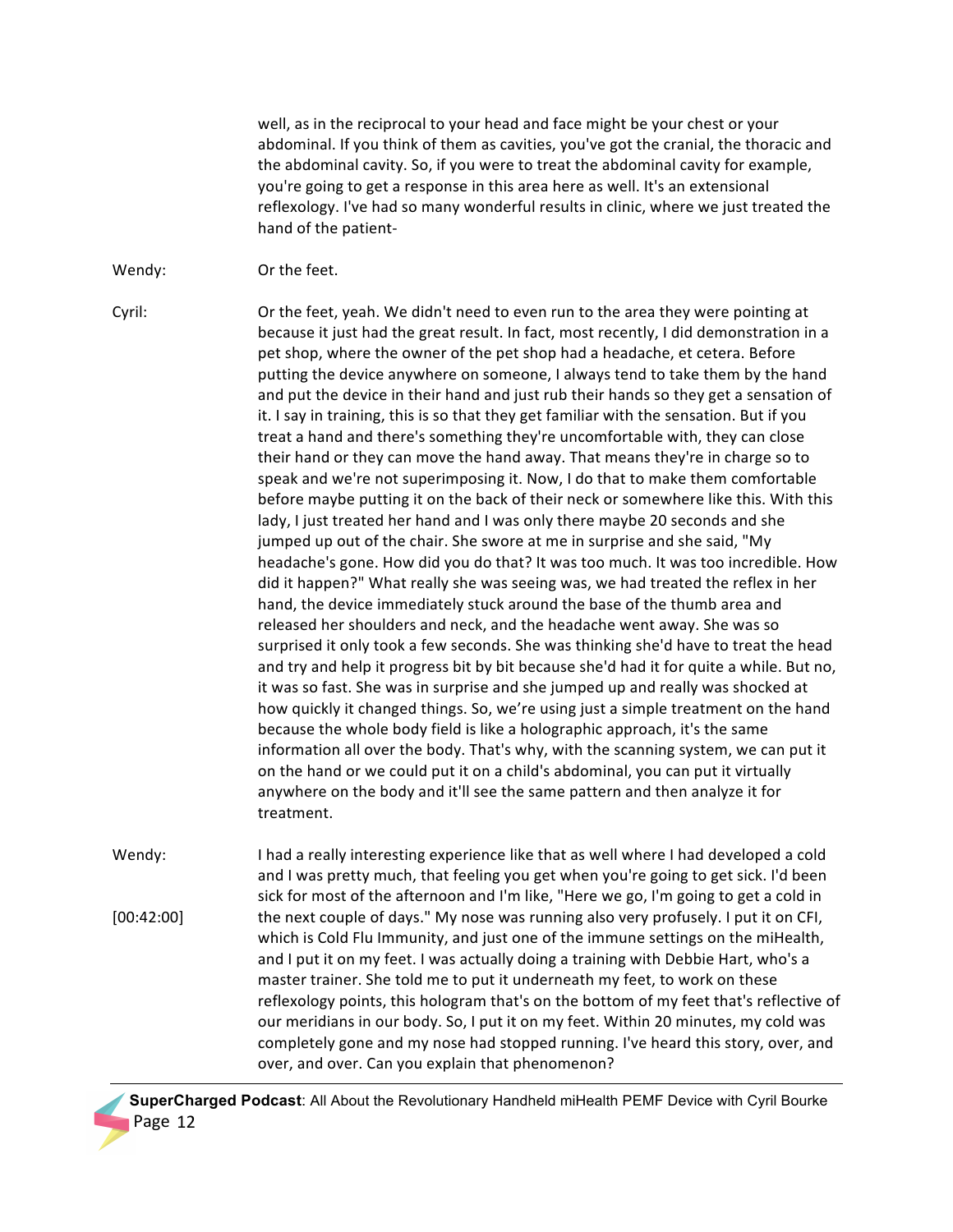well, as in the reciprocal to your head and face might be your chest or your abdominal. If you think of them as cavities, you've got the cranial, the thoracic and the abdominal cavity. So, if you were to treat the abdominal cavity for example, you're going to get a response in this area here as well. It's an extensional reflexology. I've had so many wonderful results in clinic, where we just treated the hand of the patient-

Wendy: Or the feet.

Cyril: Or the feet, yeah. We didn't need to even run to the area they were pointing at because it just had the great result. In fact, most recently, I did demonstration in a pet shop, where the owner of the pet shop had a headache, et cetera. Before putting the device anywhere on someone, I always tend to take them by the hand and put the device in their hand and just rub their hands so they get a sensation of it. I say in training, this is so that they get familiar with the sensation. But if you treat a hand and there's something they're uncomfortable with, they can close their hand or they can move the hand away. That means they're in charge so to speak and we're not superimposing it. Now, I do that to make them comfortable before maybe putting it on the back of their neck or somewhere like this. With this lady, I just treated her hand and I was only there maybe 20 seconds and she jumped up out of the chair. She swore at me in surprise and she said, "My headache's gone. How did you do that? It was too much. It was too incredible. How did it happen?" What really she was seeing was, we had treated the reflex in her hand, the device immediately stuck around the base of the thumb area and released her shoulders and neck, and the headache went away. She was so surprised it only took a few seconds. She was thinking she'd have to treat the head and try and help it progress bit by bit because she'd had it for quite a while. But no, it was so fast. She was in surprise and she jumped up and really was shocked at how quickly it changed things. So, we're using just a simple treatment on the hand because the whole body field is like a holographic approach, it's the same information all over the body. That's why, with the scanning system, we can put it on the hand or we could put it on a child's abdominal, you can put it virtually anywhere on the body and it'll see the same pattern and then analyze it for treatment.

Wendy: I had a really interesting experience like that as well where I had developed a cold and I was pretty much, that feeling you get when you're going to get sick. I'd been sick for most of the afternoon and I'm like, "Here we go, I'm going to get a cold in the next couple of days." My nose was running also very profusely. I put it on CFI, which is Cold Flu Immunity, and just one of the immune settings on the miHealth, and I put it on my feet. I was actually doing a training with Debbie Hart, who's a master trainer. She told me to put it underneath my feet, to work on these reflexology points, this hologram that's on the bottom of my feet that's reflective of our meridians in our body. So, I put it on my feet. Within 20 minutes, my cold was completely gone and my nose had stopped running. I've heard this story, over, and over, and over. Can you explain that phenomenon?

[00:42:00]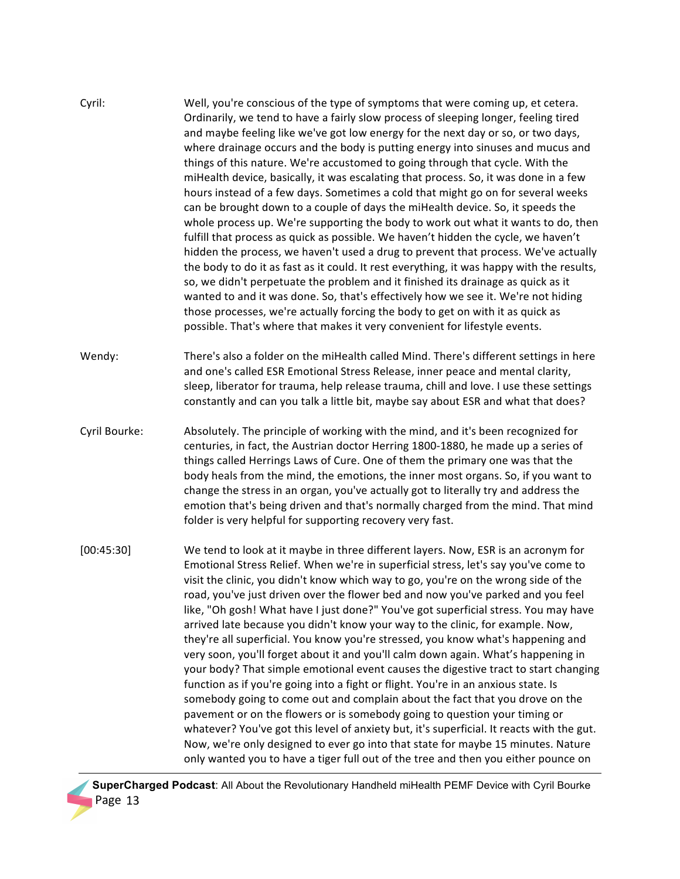Cyril: Well, you're conscious of the type of symptoms that were coming up, et cetera. Ordinarily, we tend to have a fairly slow process of sleeping longer, feeling tired and maybe feeling like we've got low energy for the next day or so, or two days, where drainage occurs and the body is putting energy into sinuses and mucus and things of this nature. We're accustomed to going through that cycle. With the miHealth device, basically, it was escalating that process. So, it was done in a few hours instead of a few days. Sometimes a cold that might go on for several weeks can be brought down to a couple of days the miHealth device. So, it speeds the whole process up. We're supporting the body to work out what it wants to do, then fulfill that process as quick as possible. We haven't hidden the cycle, we haven't hidden the process, we haven't used a drug to prevent that process. We've actually the body to do it as fast as it could. It rest everything, it was happy with the results, so, we didn't perpetuate the problem and it finished its drainage as quick as it wanted to and it was done. So, that's effectively how we see it. We're not hiding those processes, we're actually forcing the body to get on with it as quick as possible. That's where that makes it very convenient for lifestyle events.

Wendy: There's also a folder on the miHealth called Mind. There's different settings in here and one's called ESR Emotional Stress Release, inner peace and mental clarity, sleep, liberator for trauma, help release trauma, chill and love. I use these settings constantly and can you talk a little bit, maybe say about ESR and what that does?

Cyril Bourke: Absolutely. The principle of working with the mind, and it's been recognized for centuries, in fact, the Austrian doctor Herring 1800-1880, he made up a series of things called Herrings Laws of Cure. One of them the primary one was that the body heals from the mind, the emotions, the inner most organs. So, if you want to change the stress in an organ, you've actually got to literally try and address the emotion that's being driven and that's normally charged from the mind. That mind folder is very helpful for supporting recovery very fast.

[00:45:30] We tend to look at it maybe in three different layers. Now, ESR is an acronym for Emotional Stress Relief. When we're in superficial stress, let's say you've come to visit the clinic, you didn't know which way to go, you're on the wrong side of the road, you've just driven over the flower bed and now you've parked and you feel like, "Oh gosh! What have I just done?" You've got superficial stress. You may have arrived late because you didn't know your way to the clinic, for example. Now, they're all superficial. You know you're stressed, you know what's happening and very soon, you'll forget about it and you'll calm down again. What's happening in your body? That simple emotional event causes the digestive tract to start changing function as if you're going into a fight or flight. You're in an anxious state. Is somebody going to come out and complain about the fact that you drove on the pavement or on the flowers or is somebody going to question your timing or whatever? You've got this level of anxiety but, it's superficial. It reacts with the gut. Now, we're only designed to ever go into that state for maybe 15 minutes. Nature only wanted you to have a tiger full out of the tree and then you either pounce on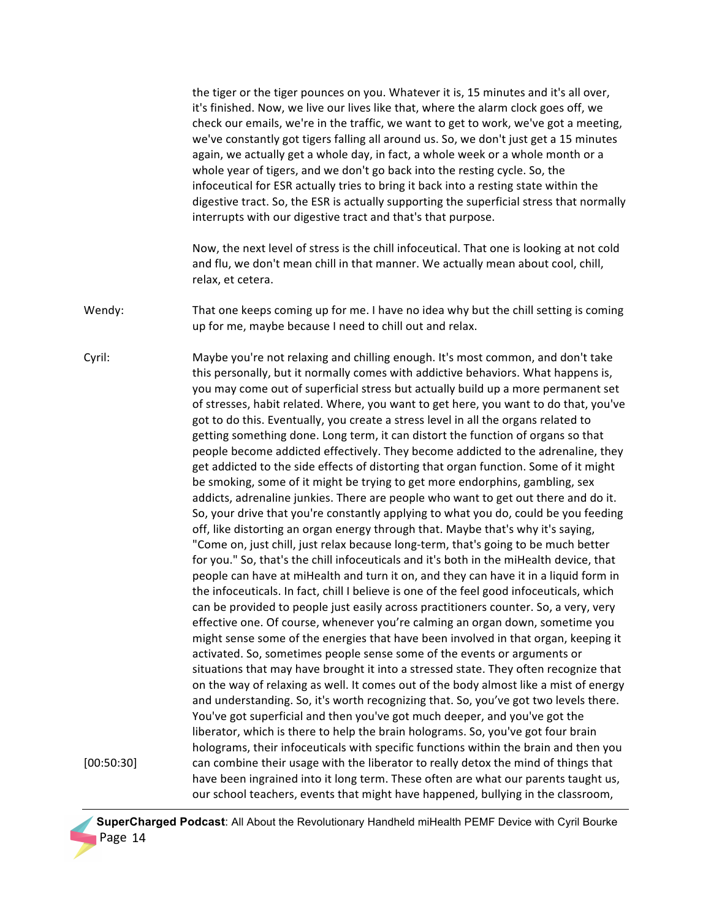the tiger or the tiger pounces on you. Whatever it is, 15 minutes and it's all over, it's finished. Now, we live our lives like that, where the alarm clock goes off, we check our emails, we're in the traffic, we want to get to work, we've got a meeting, we've constantly got tigers falling all around us. So, we don't just get a 15 minutes again, we actually get a whole day, in fact, a whole week or a whole month or a whole year of tigers, and we don't go back into the resting cycle. So, the infoceutical for ESR actually tries to bring it back into a resting state within the digestive tract. So, the ESR is actually supporting the superficial stress that normally interrupts with our digestive tract and that's that purpose.

Now, the next level of stress is the chill infoceutical. That one is looking at not cold and flu, we don't mean chill in that manner. We actually mean about cool, chill, relax, et cetera.

Wendy: That one keeps coming up for me. I have no idea why but the chill setting is coming up for me, maybe because I need to chill out and relax.

Cyril: Maybe you're not relaxing and chilling enough. It's most common, and don't take this personally, but it normally comes with addictive behaviors. What happens is, you may come out of superficial stress but actually build up a more permanent set of stresses, habit related. Where, you want to get here, you want to do that, you've got to do this. Eventually, you create a stress level in all the organs related to getting something done. Long term, it can distort the function of organs so that people become addicted effectively. They become addicted to the adrenaline, they get addicted to the side effects of distorting that organ function. Some of it might be smoking, some of it might be trying to get more endorphins, gambling, sex addicts, adrenaline junkies. There are people who want to get out there and do it. So, your drive that you're constantly applying to what you do, could be you feeding off, like distorting an organ energy through that. Maybe that's why it's saying, "Come on, just chill, just relax because long-term, that's going to be much better for you." So, that's the chill infoceuticals and it's both in the miHealth device, that people can have at miHealth and turn it on, and they can have it in a liquid form in the infoceuticals. In fact, chill I believe is one of the feel good infoceuticals, which can be provided to people just easily across practitioners counter. So, a very, very effective one. Of course, whenever you're calming an organ down, sometime you might sense some of the energies that have been involved in that organ, keeping it activated. So, sometimes people sense some of the events or arguments or situations that may have brought it into a stressed state. They often recognize that on the way of relaxing as well. It comes out of the body almost like a mist of energy and understanding. So, it's worth recognizing that. So, you've got two levels there. You've got superficial and then you've got much deeper, and you've got the liberator, which is there to help the brain holograms. So, you've got four brain holograms, their infoceuticals with specific functions within the brain and then you can combine their usage with the liberator to really detox the mind of things that have been ingrained into it long term. These often are what our parents taught us, our school teachers, events that might have happened, bullying in the classroom,

[00:50:30]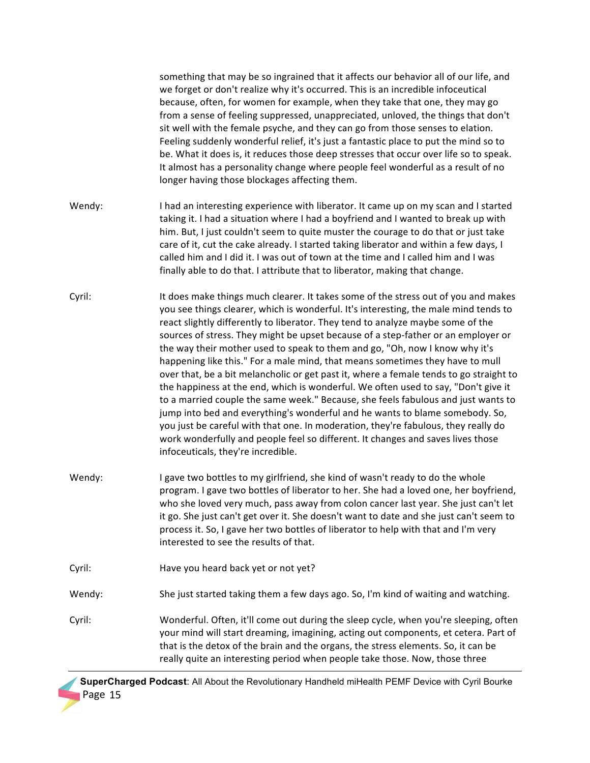something that may be so ingrained that it affects our behavior all of our life, and we forget or don't realize why it's occurred. This is an incredible infoceutical because, often, for women for example, when they take that one, they may go from a sense of feeling suppressed, unappreciated, unloved, the things that don't sit well with the female psyche, and they can go from those senses to elation. Feeling suddenly wonderful relief, it's just a fantastic place to put the mind so to be. What it does is, it reduces those deep stresses that occur over life so to speak. It almost has a personality change where people feel wonderful as a result of no longer having those blockages affecting them.

Wendy: I had an interesting experience with liberator. It came up on my scan and I started taking it. I had a situation where I had a boyfriend and I wanted to break up with him. But, I just couldn't seem to quite muster the courage to do that or just take care of it, cut the cake already. I started taking liberator and within a few days, I called him and I did it. I was out of town at the time and I called him and I was finally able to do that. I attribute that to liberator, making that change.

Cyril: It does make things much clearer. It takes some of the stress out of you and makes you see things clearer, which is wonderful. It's interesting, the male mind tends to react slightly differently to liberator. They tend to analyze maybe some of the sources of stress. They might be upset because of a step-father or an employer or the way their mother used to speak to them and go, "Oh, now I know why it's happening like this." For a male mind, that means sometimes they have to mull over that, be a bit melancholic or get past it, where a female tends to go straight to the happiness at the end, which is wonderful. We often used to say, "Don't give it to a married couple the same week." Because, she feels fabulous and just wants to jump into bed and everything's wonderful and he wants to blame somebody. So, you just be careful with that one. In moderation, they're fabulous, they really do work wonderfully and people feel so different. It changes and saves lives those infoceuticals, they're incredible.

Wendy: I gave two bottles to my girlfriend, she kind of wasn't ready to do the whole program. I gave two bottles of liberator to her. She had a loved one, her boyfriend, who she loved very much, pass away from colon cancer last year. She just can't let it go. She just can't get over it. She doesn't want to date and she just can't seem to process it. So, I gave her two bottles of liberator to help with that and I'm very interested to see the results of that.

Cyril: Have you heard back yet or not yet?

Wendy: She just started taking them a few days ago. So, I'm kind of waiting and watching.

Cyril: Wonderful. Often, it'll come out during the sleep cycle, when you're sleeping, often your mind will start dreaming, imagining, acting out components, et cetera. Part of that is the detox of the brain and the organs, the stress elements. So, it can be really quite an interesting period when people take those. Now, those three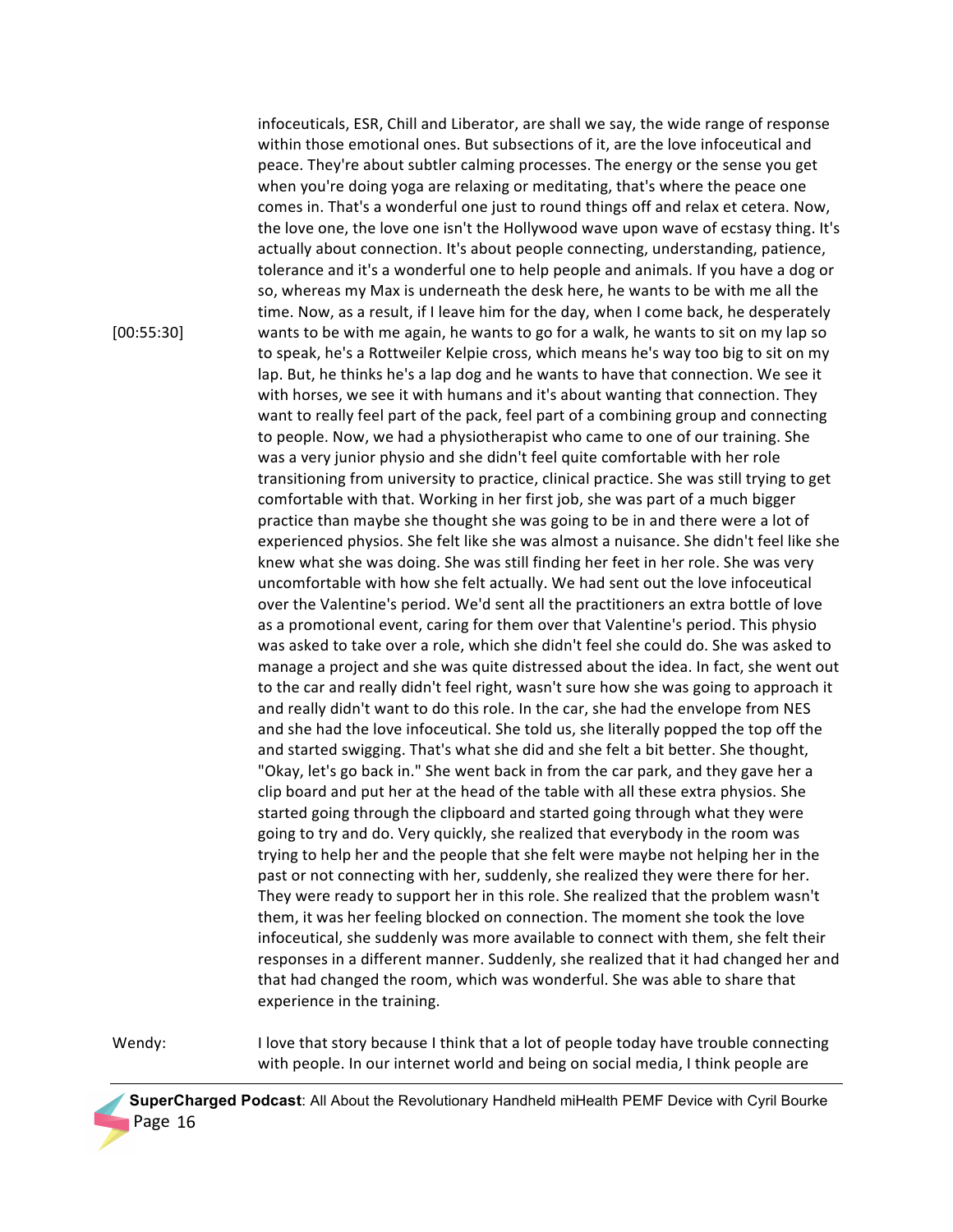infoceuticals, ESR, Chill and Liberator, are shall we say, the wide range of response within those emotional ones. But subsections of it, are the love infoceutical and peace. They're about subtler calming processes. The energy or the sense you get when you're doing yoga are relaxing or meditating, that's where the peace one comes in. That's a wonderful one just to round things off and relax et cetera. Now, the love one, the love one isn't the Hollywood wave upon wave of ecstasy thing. It's actually about connection. It's about people connecting, understanding, patience, tolerance and it's a wonderful one to help people and animals. If you have a dog or so, whereas my Max is underneath the desk here, he wants to be with me all the time. Now, as a result, if I leave him for the day, when I come back, he desperately wants to be with me again, he wants to go for a walk, he wants to sit on my lap so to speak, he's a Rottweiler Kelpie cross, which means he's way too big to sit on my lap. But, he thinks he's a lap dog and he wants to have that connection. We see it with horses, we see it with humans and it's about wanting that connection. They want to really feel part of the pack, feel part of a combining group and connecting to people. Now, we had a physiotherapist who came to one of our training. She was a very junior physio and she didn't feel quite comfortable with her role transitioning from university to practice, clinical practice. She was still trying to get comfortable with that. Working in her first job, she was part of a much bigger practice than maybe she thought she was going to be in and there were a lot of experienced physios. She felt like she was almost a nuisance. She didn't feel like she knew what she was doing. She was still finding her feet in her role. She was very uncomfortable with how she felt actually. We had sent out the love infoceutical over the Valentine's period. We'd sent all the practitioners an extra bottle of love as a promotional event, caring for them over that Valentine's period. This physio was asked to take over a role, which she didn't feel she could do. She was asked to manage a project and she was quite distressed about the idea. In fact, she went out to the car and really didn't feel right, wasn't sure how she was going to approach it and really didn't want to do this role. In the car, she had the envelope from NES and she had the love infoceutical. She told us, she literally popped the top off the and started swigging. That's what she did and she felt a bit better. She thought, "Okay, let's go back in." She went back in from the car park, and they gave her a clip board and put her at the head of the table with all these extra physios. She started going through the clipboard and started going through what they were going to try and do. Very quickly, she realized that everybody in the room was trying to help her and the people that she felt were maybe not helping her in the past or not connecting with her, suddenly, she realized they were there for her. They were ready to support her in this role. She realized that the problem wasn't them, it was her feeling blocked on connection. The moment she took the love infoceutical, she suddenly was more available to connect with them, she felt their responses in a different manner. Suddenly, she realized that it had changed her and that had changed the room, which was wonderful. She was able to share that experience in the training.

[00:55:30]

Wendy: I love that story because I think that a lot of people today have trouble connecting with people. In our internet world and being on social media, I think people are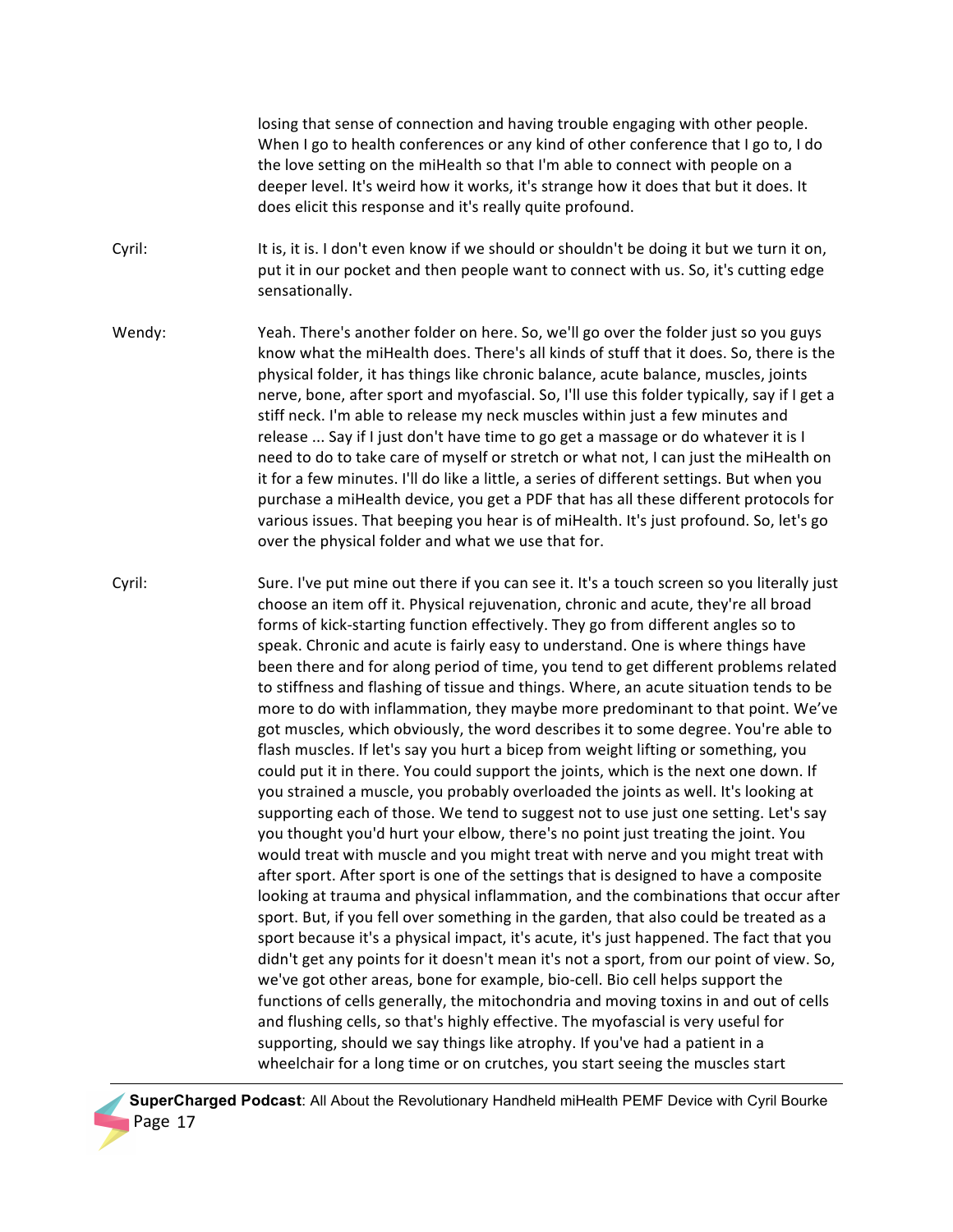losing that sense of connection and having trouble engaging with other people. When I go to health conferences or any kind of other conference that I go to, I do the love setting on the miHealth so that I'm able to connect with people on a deeper level. It's weird how it works, it's strange how it does that but it does. It does elicit this response and it's really quite profound.

Cyril: It is, it is. I don't even know if we should or shouldn't be doing it but we turn it on, put it in our pocket and then people want to connect with us. So, it's cutting edge sensationally.

Wendy: Yeah. There's another folder on here. So, we'll go over the folder just so you guys know what the miHealth does. There's all kinds of stuff that it does. So, there is the physical folder, it has things like chronic balance, acute balance, muscles, joints nerve, bone, after sport and myofascial. So, I'll use this folder typically, say if I get a stiff neck. I'm able to release my neck muscles within just a few minutes and release ... Say if I just don't have time to go get a massage or do whatever it is I need to do to take care of myself or stretch or what not, I can just the miHealth on it for a few minutes. I'll do like a little, a series of different settings. But when you purchase a miHealth device, you get a PDF that has all these different protocols for various issues. That beeping you hear is of miHealth. It's just profound. So, let's go over the physical folder and what we use that for.

Cyril: Sure. I've put mine out there if you can see it. It's a touch screen so you literally just choose an item off it. Physical rejuvenation, chronic and acute, they're all broad forms of kick-starting function effectively. They go from different angles so to speak. Chronic and acute is fairly easy to understand. One is where things have been there and for along period of time, you tend to get different problems related to stiffness and flashing of tissue and things. Where, an acute situation tends to be more to do with inflammation, they maybe more predominant to that point. We've got muscles, which obviously, the word describes it to some degree. You're able to flash muscles. If let's say you hurt a bicep from weight lifting or something, you could put it in there. You could support the joints, which is the next one down. If you strained a muscle, you probably overloaded the joints as well. It's looking at supporting each of those. We tend to suggest not to use just one setting. Let's say you thought you'd hurt your elbow, there's no point just treating the joint. You would treat with muscle and you might treat with nerve and you might treat with after sport. After sport is one of the settings that is designed to have a composite looking at trauma and physical inflammation, and the combinations that occur after sport. But, if you fell over something in the garden, that also could be treated as a sport because it's a physical impact, it's acute, it's just happened. The fact that you didn't get any points for it doesn't mean it's not a sport, from our point of view. So, we've got other areas, bone for example, bio-cell. Bio cell helps support the functions of cells generally, the mitochondria and moving toxins in and out of cells and flushing cells, so that's highly effective. The myofascial is very useful for supporting, should we say things like atrophy. If you've had a patient in a wheelchair for a long time or on crutches, you start seeing the muscles start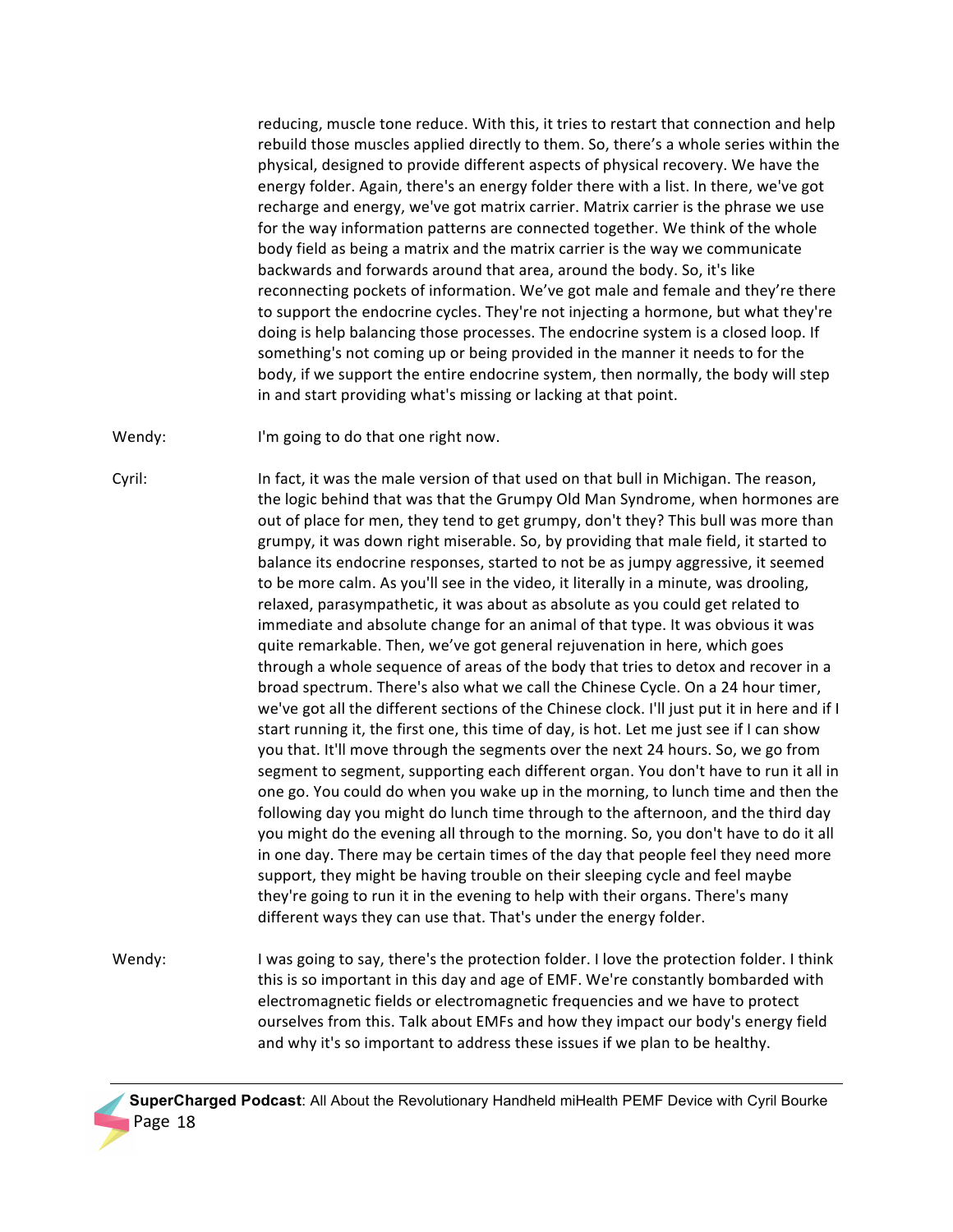reducing, muscle tone reduce. With this, it tries to restart that connection and help rebuild those muscles applied directly to them. So, there's a whole series within the physical, designed to provide different aspects of physical recovery. We have the energy folder. Again, there's an energy folder there with a list. In there, we've got recharge and energy, we've got matrix carrier. Matrix carrier is the phrase we use for the way information patterns are connected together. We think of the whole body field as being a matrix and the matrix carrier is the way we communicate backwards and forwards around that area, around the body. So, it's like reconnecting pockets of information. We've got male and female and they're there to support the endocrine cycles. They're not injecting a hormone, but what they're doing is help balancing those processes. The endocrine system is a closed loop. If something's not coming up or being provided in the manner it needs to for the body, if we support the entire endocrine system, then normally, the body will step in and start providing what's missing or lacking at that point.

Wendy: I'm going to do that one right now.

Cyril: In fact, it was the male version of that used on that bull in Michigan. The reason, the logic behind that was that the Grumpy Old Man Syndrome, when hormones are out of place for men, they tend to get grumpy, don't they? This bull was more than grumpy, it was down right miserable. So, by providing that male field, it started to balance its endocrine responses, started to not be as jumpy aggressive, it seemed to be more calm. As you'll see in the video, it literally in a minute, was drooling, relaxed, parasympathetic, it was about as absolute as you could get related to immediate and absolute change for an animal of that type. It was obvious it was quite remarkable. Then, we've got general rejuvenation in here, which goes through a whole sequence of areas of the body that tries to detox and recover in a broad spectrum. There's also what we call the Chinese Cycle. On a 24 hour timer, we've got all the different sections of the Chinese clock. I'll just put it in here and if I start running it, the first one, this time of day, is hot. Let me just see if I can show you that. It'll move through the segments over the next 24 hours. So, we go from segment to segment, supporting each different organ. You don't have to run it all in one go. You could do when you wake up in the morning, to lunch time and then the following day you might do lunch time through to the afternoon, and the third day you might do the evening all through to the morning. So, you don't have to do it all in one day. There may be certain times of the day that people feel they need more support, they might be having trouble on their sleeping cycle and feel maybe they're going to run it in the evening to help with their organs. There's many different ways they can use that. That's under the energy folder.

Wendy: I was going to say, there's the protection folder. I love the protection folder. I think this is so important in this day and age of EMF. We're constantly bombarded with electromagnetic fields or electromagnetic frequencies and we have to protect ourselves from this. Talk about EMFs and how they impact our body's energy field and why it's so important to address these issues if we plan to be healthy.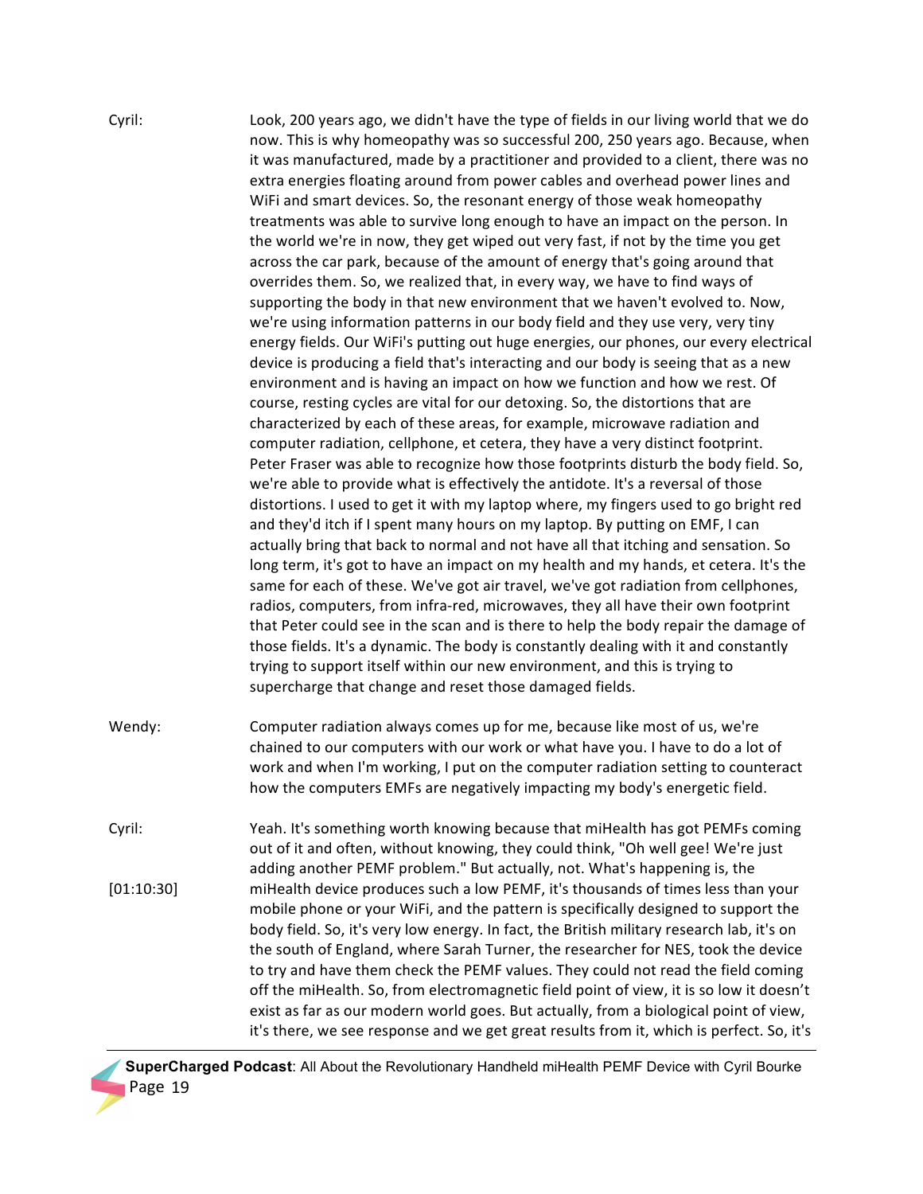Cyril: Look, 200 years ago, we didn't have the type of fields in our living world that we do now. This is why homeopathy was so successful 200, 250 years ago. Because, when it was manufactured, made by a practitioner and provided to a client, there was no extra energies floating around from power cables and overhead power lines and WiFi and smart devices. So, the resonant energy of those weak homeopathy treatments was able to survive long enough to have an impact on the person. In the world we're in now, they get wiped out very fast, if not by the time you get across the car park, because of the amount of energy that's going around that overrides them. So, we realized that, in every way, we have to find ways of supporting the body in that new environment that we haven't evolved to. Now, we're using information patterns in our body field and they use very, very tiny energy fields. Our WiFi's putting out huge energies, our phones, our every electrical device is producing a field that's interacting and our body is seeing that as a new environment and is having an impact on how we function and how we rest. Of course, resting cycles are vital for our detoxing. So, the distortions that are characterized by each of these areas, for example, microwave radiation and computer radiation, cellphone, et cetera, they have a very distinct footprint. Peter Fraser was able to recognize how those footprints disturb the body field. So, we're able to provide what is effectively the antidote. It's a reversal of those distortions. I used to get it with my laptop where, my fingers used to go bright red and they'd itch if I spent many hours on my laptop. By putting on EMF, I can actually bring that back to normal and not have all that itching and sensation. So long term, it's got to have an impact on my health and my hands, et cetera. It's the same for each of these. We've got air travel, we've got radiation from cellphones, radios, computers, from infra-red, microwaves, they all have their own footprint that Peter could see in the scan and is there to help the body repair the damage of those fields. It's a dynamic. The body is constantly dealing with it and constantly trying to support itself within our new environment, and this is trying to supercharge that change and reset those damaged fields.

Wendy: Computer radiation always comes up for me, because like most of us, we're chained to our computers with our work or what have you. I have to do a lot of work and when I'm working, I put on the computer radiation setting to counteract how the computers EMFs are negatively impacting my body's energetic field.

Cyril: Yeah. It's something worth knowing because that miHealth has got PEMFs coming out of it and often, without knowing, they could think, "Oh well gee! We're just adding another PEMF problem." But actually, not. What's happening is, the

[01:10:30] miHealth device produces such a low PEMF, it's thousands of times less than your mobile phone or your WiFi, and the pattern is specifically designed to support the body field. So, it's very low energy. In fact, the British military research lab, it's on the south of England, where Sarah Turner, the researcher for NES, took the device to try and have them check the PEMF values. They could not read the field coming off the miHealth. So, from electromagnetic field point of view, it is so low it doesn't exist as far as our modern world goes. But actually, from a biological point of view, it's there, we see response and we get great results from it, which is perfect. So, it's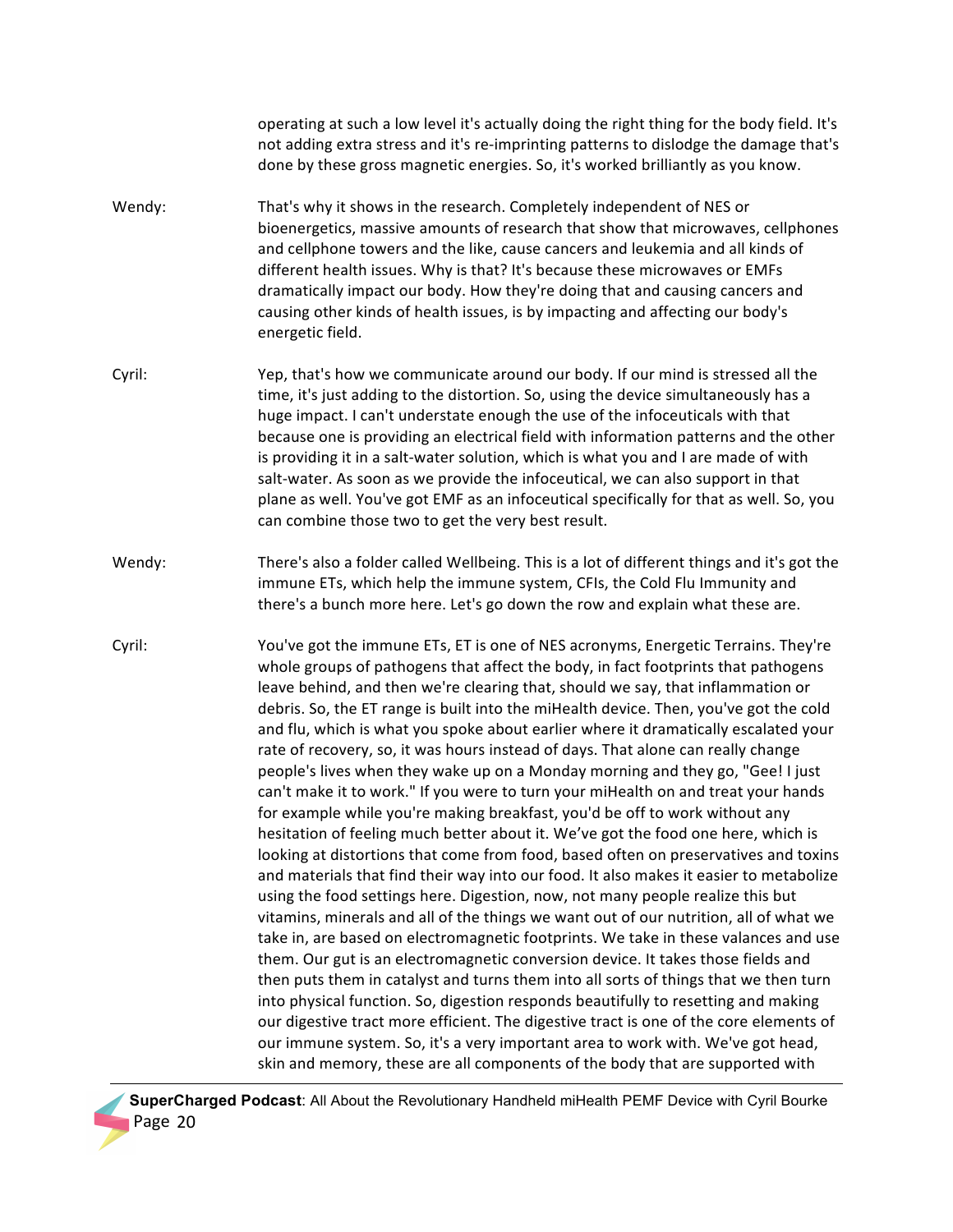operating at such a low level it's actually doing the right thing for the body field. It's not adding extra stress and it's re-imprinting patterns to dislodge the damage that's done by these gross magnetic energies. So, it's worked brilliantly as you know.

Wendy: That's why it shows in the research. Completely independent of NES or bioenergetics, massive amounts of research that show that microwaves, cellphones and cellphone towers and the like, cause cancers and leukemia and all kinds of different health issues. Why is that? It's because these microwaves or EMFs dramatically impact our body. How they're doing that and causing cancers and causing other kinds of health issues, is by impacting and affecting our body's energetic field.

Cyril: Yep, that's how we communicate around our body. If our mind is stressed all the time, it's just adding to the distortion. So, using the device simultaneously has a huge impact. I can't understate enough the use of the infoceuticals with that because one is providing an electrical field with information patterns and the other is providing it in a salt-water solution, which is what you and I are made of with salt-water. As soon as we provide the infoceutical, we can also support in that plane as well. You've got EMF as an infoceutical specifically for that as well. So, you can combine those two to get the very best result.

Wendy: There's also a folder called Wellbeing. This is a lot of different things and it's got the immune ETs, which help the immune system, CFIs, the Cold Flu Immunity and there's a bunch more here. Let's go down the row and explain what these are.

Cyril: You've got the immune ETs, ET is one of NES acronyms, Energetic Terrains. They're whole groups of pathogens that affect the body, in fact footprints that pathogens leave behind, and then we're clearing that, should we say, that inflammation or debris. So, the ET range is built into the miHealth device. Then, you've got the cold and flu, which is what you spoke about earlier where it dramatically escalated your rate of recovery, so, it was hours instead of days. That alone can really change people's lives when they wake up on a Monday morning and they go, "Gee! I just can't make it to work." If you were to turn your miHealth on and treat your hands for example while you're making breakfast, you'd be off to work without any hesitation of feeling much better about it. We've got the food one here, which is looking at distortions that come from food, based often on preservatives and toxins and materials that find their way into our food. It also makes it easier to metabolize using the food settings here. Digestion, now, not many people realize this but vitamins, minerals and all of the things we want out of our nutrition, all of what we take in, are based on electromagnetic footprints. We take in these valances and use them. Our gut is an electromagnetic conversion device. It takes those fields and then puts them in catalyst and turns them into all sorts of things that we then turn into physical function. So, digestion responds beautifully to resetting and making our digestive tract more efficient. The digestive tract is one of the core elements of our immune system. So, it's a very important area to work with. We've got head, skin and memory, these are all components of the body that are supported with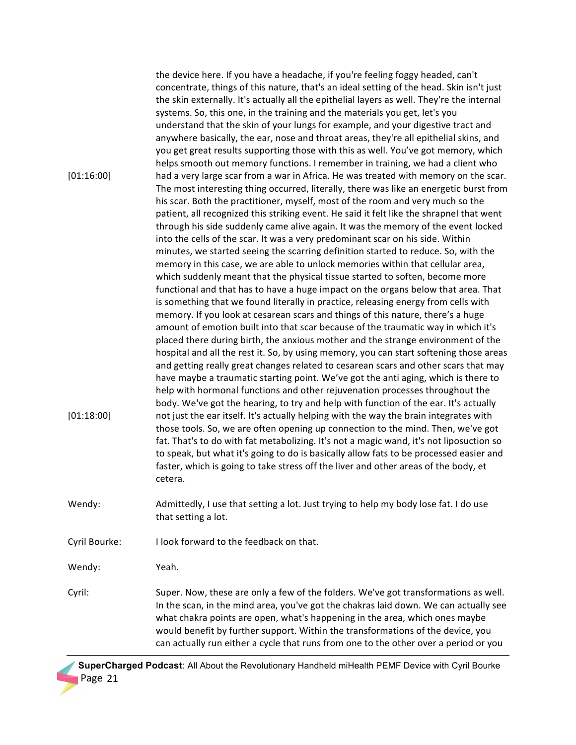the device here. If you have a headache, if you're feeling foggy headed, can't concentrate, things of this nature, that's an ideal setting of the head. Skin isn't just the skin externally. It's actually all the epithelial layers as well. They're the internal systems. So, this one, in the training and the materials you get, let's you understand that the skin of your lungs for example, and your digestive tract and anywhere basically, the ear, nose and throat areas, they're all epithelial skins, and you get great results supporting those with this as well. You've got memory, which helps smooth out memory functions. I remember in training, we had a client who had a very large scar from a war in Africa. He was treated with memory on the scar. The most interesting thing occurred, literally, there was like an energetic burst from his scar. Both the practitioner, myself, most of the room and very much so the patient, all recognized this striking event. He said it felt like the shrapnel that went through his side suddenly came alive again. It was the memory of the event locked into the cells of the scar. It was a very predominant scar on his side. Within minutes, we started seeing the scarring definition started to reduce. So, with the memory in this case, we are able to unlock memories within that cellular area, which suddenly meant that the physical tissue started to soften, become more functional and that has to have a huge impact on the organs below that area. That is something that we found literally in practice, releasing energy from cells with memory. If you look at cesarean scars and things of this nature, there's a huge amount of emotion built into that scar because of the traumatic way in which it's placed there during birth, the anxious mother and the strange environment of the hospital and all the rest it. So, by using memory, you can start softening those areas and getting really great changes related to cesarean scars and other scars that may have maybe a traumatic starting point. We've got the anti aging, which is there to help with hormonal functions and other rejuvenation processes throughout the body. We've got the hearing, to try and help with function of the ear. It's actually not just the ear itself. It's actually helping with the way the brain integrates with those tools. So, we are often opening up connection to the mind. Then, we've got fat. That's to do with fat metabolizing. It's not a magic wand, it's not liposuction so to speak, but what it's going to do is basically allow fats to be processed easier and faster, which is going to take stress off the liver and other areas of the body, et cetera.

[01:16:00]

[01:18:00]

**Wendy:** Admittedly, I use that setting a lot. Just trying to help my body lose fat. I do use that setting a lot.

**Cyril Bourke:** I look forward to the feedback on that.

**Wendy:** Yeah.

**Cyril:** Super. Now, these are only a few of the folders. We've got transformations as well. In the scan, in the mind area, you've got the chakras laid down. We can actually see what chakra points are open, what's happening in the area, which ones maybe would benefit by further support. Within the transformations of the device, you can actually run either a cycle that runs from one to the other over a period or you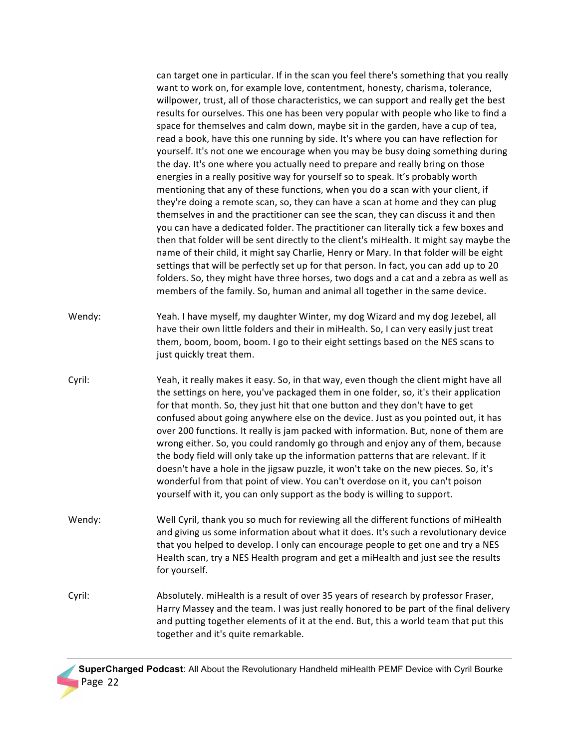can target one in particular. If in the scan you feel there's something that you really want to work on, for example love, contentment, honesty, charisma, tolerance, willpower, trust, all of those characteristics, we can support and really get the best results for ourselves. This one has been very popular with people who like to find a space for themselves and calm down, maybe sit in the garden, have a cup of tea, read a book, have this one running by side. It's where you can have reflection for yourself. It's not one we encourage when you may be busy doing something during the day. It's one where you actually need to prepare and really bring on those energies in a really positive way for yourself so to speak. It's probably worth mentioning that any of these functions, when you do a scan with your client, if they're doing a remote scan, so, they can have a scan at home and they can plug themselves in and the practitioner can see the scan, they can discuss it and then you can have a dedicated folder. The practitioner can literally tick a few boxes and then that folder will be sent directly to the client's miHealth. It might say maybe the name of their child, it might say Charlie, Henry or Mary. In that folder will be eight settings that will be perfectly set up for that person. In fact, you can add up to 20 folders. So, they might have three horses, two dogs and a cat and a zebra as well as members of the family. So, human and animal all together in the same device.

Wendy: Yeah. I have myself, my daughter Winter, my dog Wizard and my dog Jezebel, all have their own little folders and their in miHealth. So, I can very easily just treat them, boom, boom, boom. I go to their eight settings based on the NES scans to just quickly treat them.

Cyril: Yeah, it really makes it easy. So, in that way, even though the client might have all the settings on here, you've packaged them in one folder, so, it's their application for that month. So, they just hit that one button and they don't have to get confused about going anywhere else on the device. Just as you pointed out, it has over 200 functions. It really is jam packed with information. But, none of them are wrong either. So, you could randomly go through and enjoy any of them, because the body field will only take up the information patterns that are relevant. If it doesn't have a hole in the jigsaw puzzle, it won't take on the new pieces. So, it's wonderful from that point of view. You can't overdose on it, you can't poison yourself with it, you can only support as the body is willing to support.

Wendy: Well Cyril, thank you so much for reviewing all the different functions of miHealth and giving us some information about what it does. It's such a revolutionary device that you helped to develop. I only can encourage people to get one and try a NES Health scan, try a NES Health program and get a miHealth and just see the results for yourself.

Cyril: Absolutely. miHealth is a result of over 35 years of research by professor Fraser, Harry Massey and the team. I was just really honored to be part of the final delivery and putting together elements of it at the end. But, this a world team that put this together and it's quite remarkable.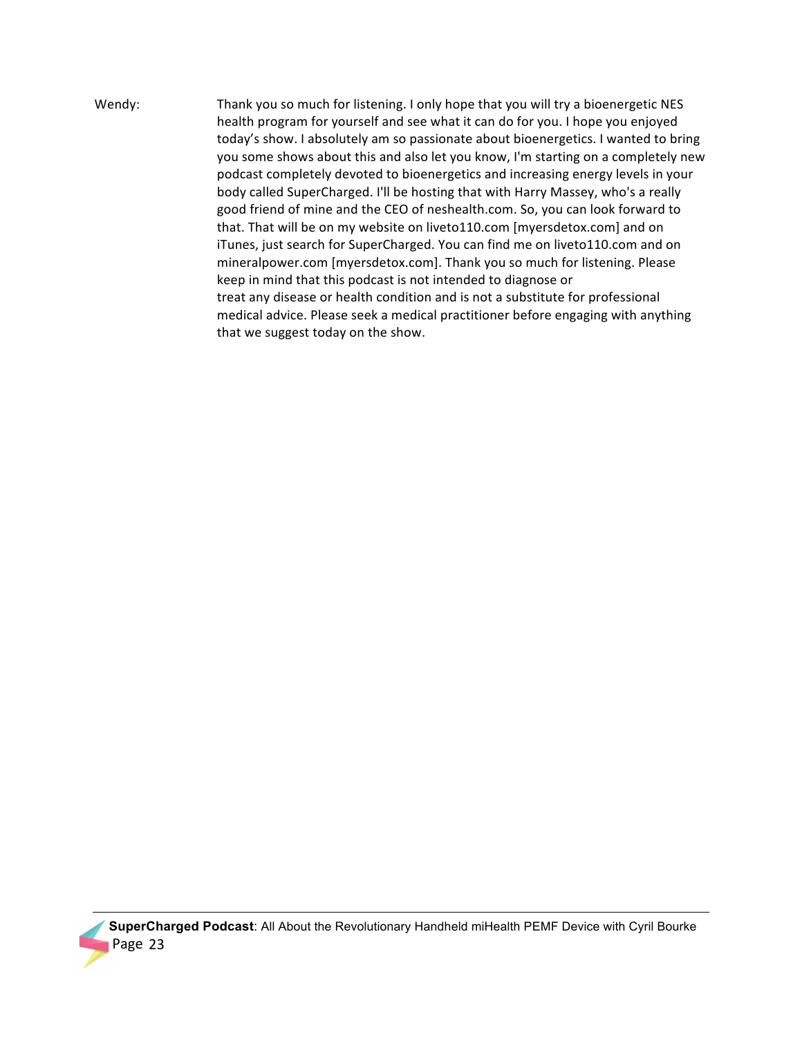Wendy: Thank you so much for listening. I only hope that you will try a bioenergetic NES health program for yourself and see what it can do for you. I hope you enjoyed today's show. I absolutely am so passionate about bioenergetics. I wanted to bring you some shows about this and also let you know, I'm starting on a completely new podcast completely devoted to bioenergetics and increasing energy levels in your body called SuperCharged. I'll be hosting that with Harry Massey, who's a really good friend of mine and the CEO of neshealth.com. So, you can look forward to that. That will be on my website on liveto110.com [myersdetox.com] and on iTunes, just search for SuperCharged. You can find me on liveto110.com and on mineralpower.com [myersdetox.com]. Thank you so much for listening. Please keep in mind that this podcast is not intended to diagnose or treat any disease or health condition and is not a substitute for professional medical advice. Please seek a medical practitioner before engaging with anything that we suggest today on the show.